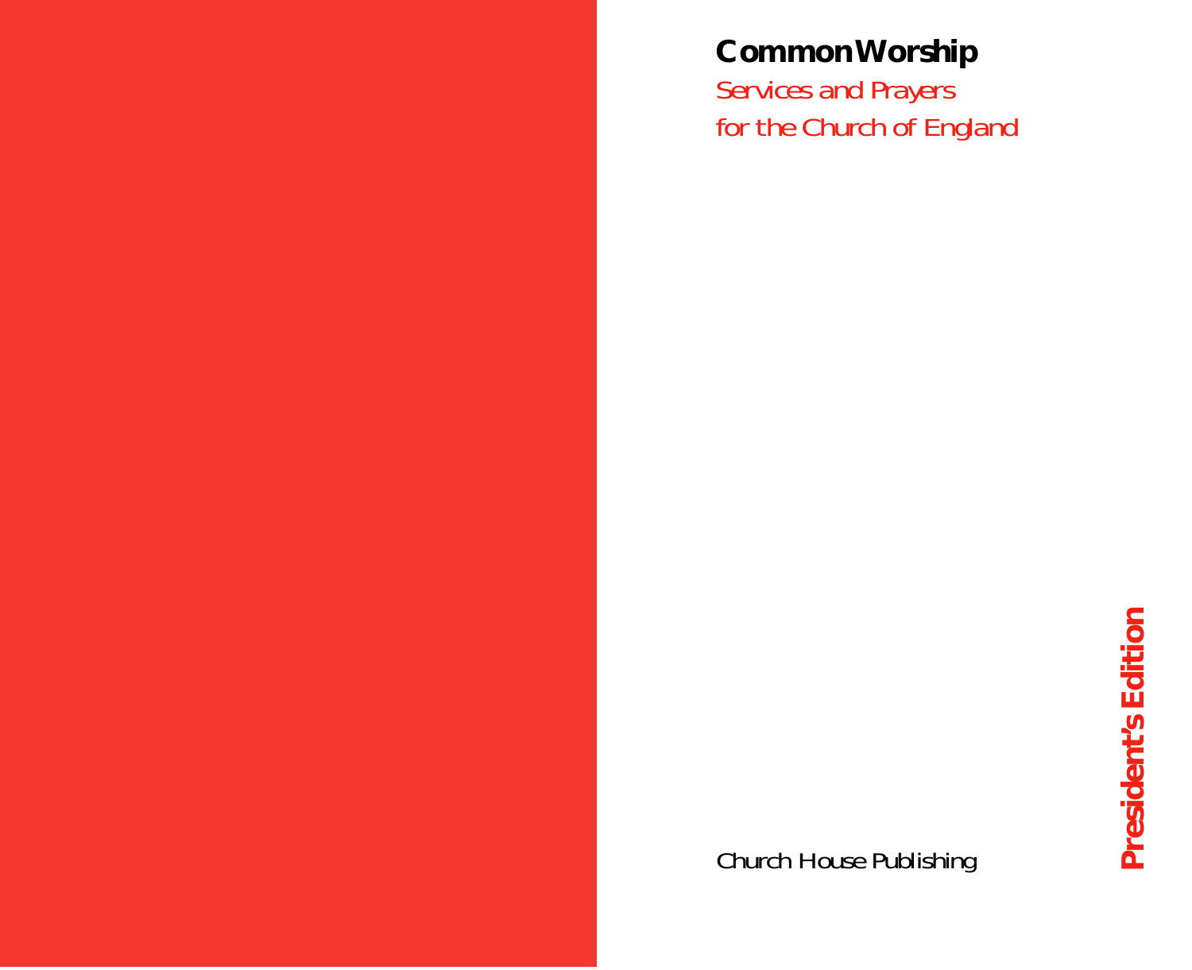# Common Worship

Services and Prayers
for the Church of England

President's Edition

Church House Publishing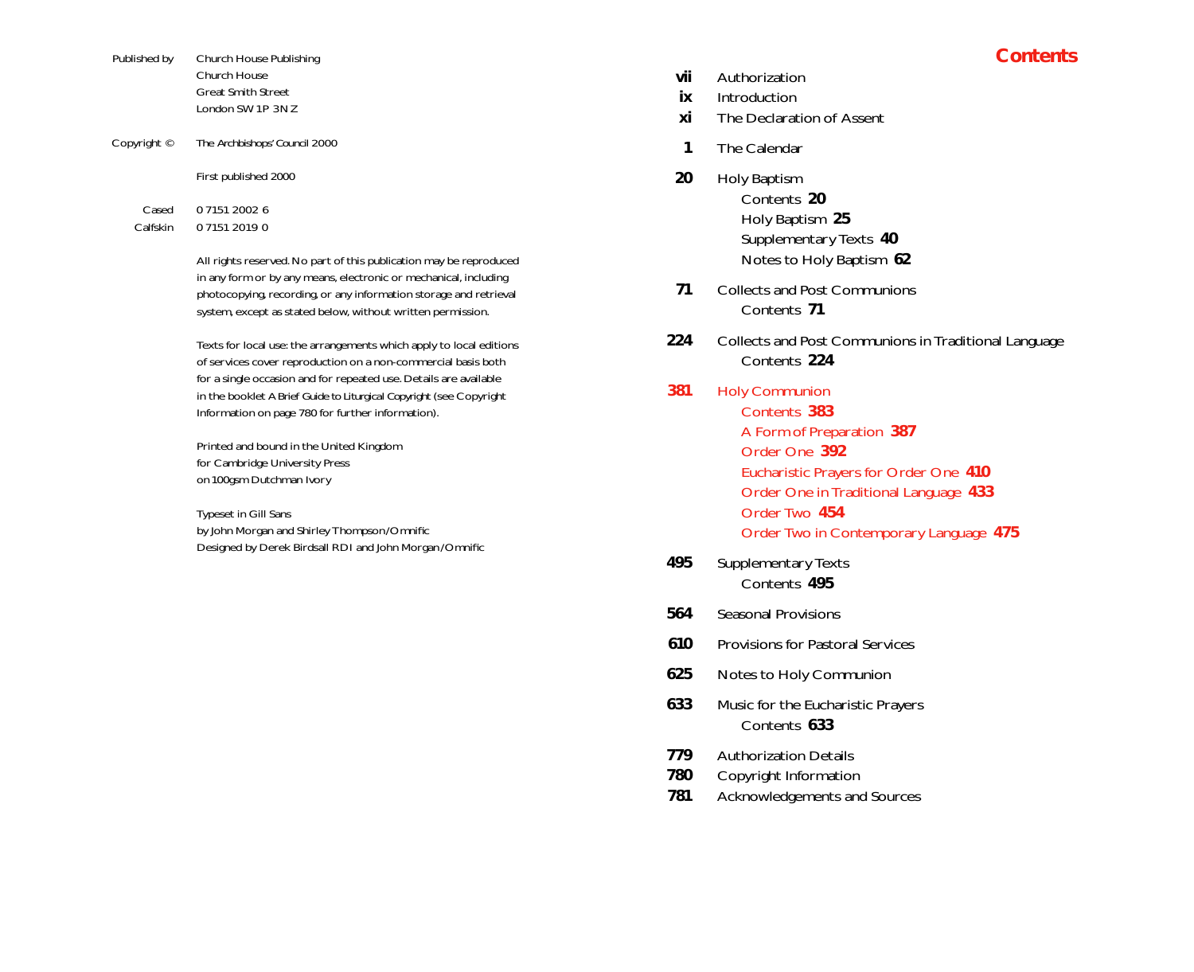| | |
|---|---|
| *Published by* | Church House Publishing<br>Church House<br>Great Smith Street<br>London SW1P 3NZ |
| *Copyright ©* | The Archbishops' Council 2000 |
| | First published 2000 |
| Cased | 0 7151 2002 6 |
| Calfskin | 0 7151 2019 0 |

All rights reserved. No part of this publication may be reproduced in any form or by any means, electronic or mechanical, including photocopying, recording, or any information storage and retrieval system, except as stated below, without written permission.

Texts for local use: the arrangements which apply to local editions of services cover reproduction on a non-commercial basis both for a single occasion and for repeated use. Details are available in the booklet *A Brief Guide to Liturgical Copyright* (see Copyright Information on page 780 for further information).

Printed and bound in the United Kingdom
for Cambridge University Press
on 100gsm Dutchman Ivory

Typeset in Gill Sans
by John Morgan and Shirley Thompson/Omnific
Designed by Derek Birdsall RDI and John Morgan/Omnific

# Contents

**vii** Authorization
**ix** Introduction
**xi** The Declaration of Assent

**1** The Calendar

**20** Holy Baptism
- Contents **20**
- Holy Baptism **25**
- Supplementary Texts **40**
- Notes to Holy Baptism **62**

**71** Collects and Post Communions
- Contents **71**

**224** Collects and Post Communions in Traditional Language
- Contents **224**

**381** Holy Communion
- Contents **383**
- A Form of Preparation **387**
- Order One **392**
- Eucharistic Prayers for Order One **410**
- Order One in Traditional Language **433**
- Order Two **454**
- Order Two in Contemporary Language **475**

**495** Supplementary Texts
- Contents **495**

**564** Seasonal Provisions

**610** Provisions for Pastoral Services

**625** Notes to Holy Communion

**633** Music for the Eucharistic Prayers
- Contents **633**

**779** Authorization Details
**780** Copyright Information
**781** Acknowledgements and Sources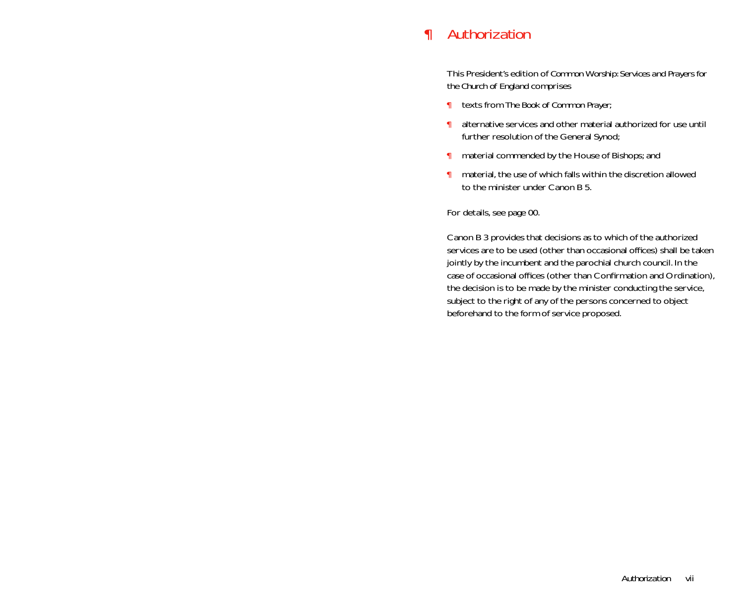# ¶ Authorization

This President's edition of *Common Worship: Services and Prayers for the Church of England* comprises

- texts from *The Book of Common Prayer*;
- alternative services and other material authorized for use until further resolution of the General Synod;
- material commended by the House of Bishops; and
- material, the use of which falls within the discretion allowed to the minister under Canon B 5.

For details, see page 00.

Canon B 3 provides that decisions as to which of the authorized services are to be used (other than occasional offices) shall be taken jointly by the incumbent and the parochial church council. In the case of occasional offices (other than Confirmation and Ordination), the decision is to be made by the minister conducting the service, subject to the right of any of the persons concerned to object beforehand to the form of service proposed.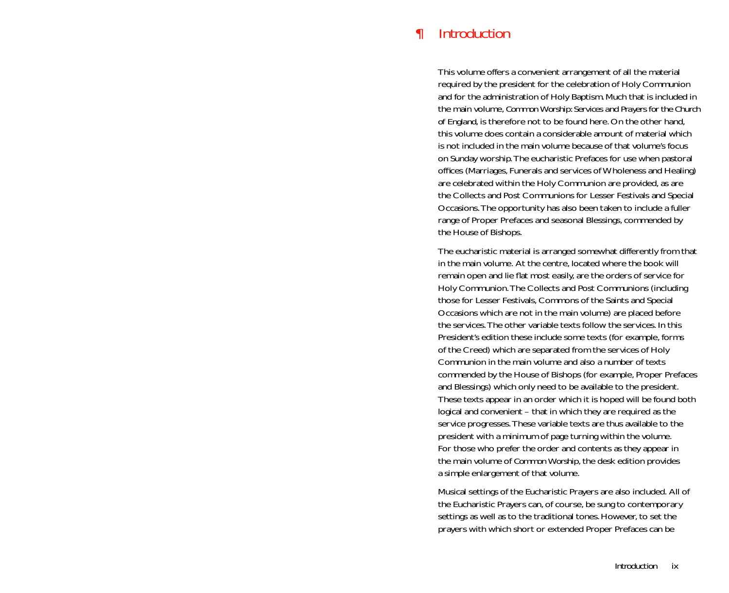# ¶ Introduction

This volume offers a convenient arrangement of all the material required by the president for the celebration of Holy Communion and for the administration of Holy Baptism. Much that is included in the main volume, *Common Worship: Services and Prayers for the Church of England*, is therefore not to be found here. On the other hand, this volume does contain a considerable amount of material which is not included in the main volume because of that volume's focus on Sunday worship. The eucharistic Prefaces for use when pastoral offices (Marriages, Funerals and services of Wholeness and Healing) are celebrated within the Holy Communion are provided, as are the Collects and Post Communions for Lesser Festivals and Special Occasions. The opportunity has also been taken to include a fuller range of Proper Prefaces and seasonal Blessings, commended by the House of Bishops.

The eucharistic material is arranged somewhat differently from that in the main volume. At the centre, located where the book will remain open and lie flat most easily, are the orders of service for Holy Communion. The Collects and Post Communions (including those for Lesser Festivals, Commons of the Saints and Special Occasions which are not in the main volume) are placed before the services. The other variable texts follow the services. In this President's edition these include some texts (for example, forms of the Creed) which are separated from the services of Holy Communion in the main volume and also a number of texts commended by the House of Bishops (for example, Proper Prefaces and Blessings) which only need to be available to the president. These texts appear in an order which it is hoped will be found both logical and convenient – that in which they are required as the service progresses. These variable texts are thus available to the president with a minimum of page turning within the volume. For those who prefer the order and contents as they appear in the main volume of *Common Worship*, the desk edition provides a simple enlargement of that volume.

Musical settings of the Eucharistic Prayers are also included. All of the Eucharistic Prayers can, of course, be sung to contemporary settings as well as to the traditional tones. However, to set the prayers with which short or extended Proper Prefaces can be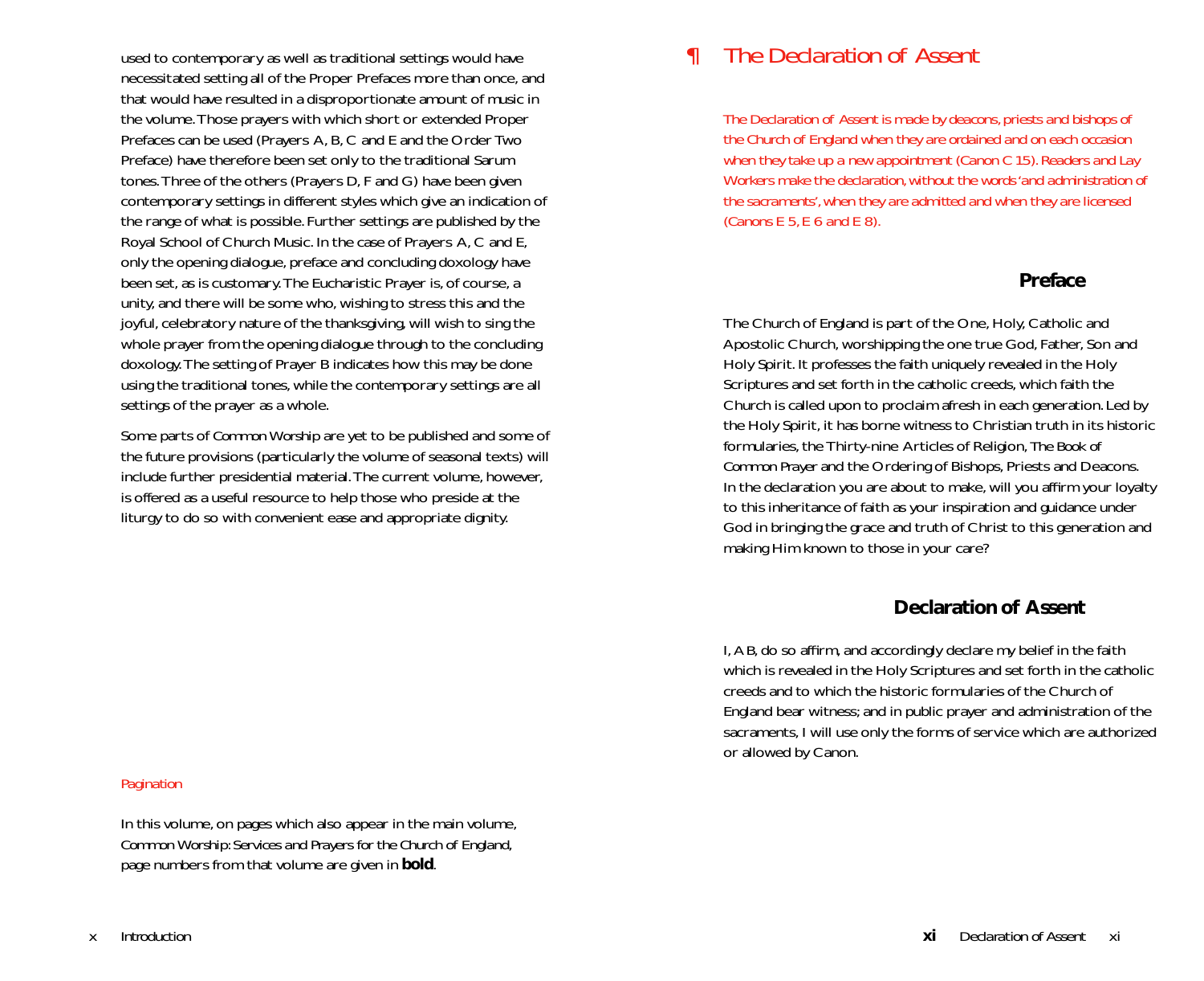used to contemporary as well as traditional settings would have necessitated setting all of the Proper Prefaces more than once, and that would have resulted in a disproportionate amount of music in the volume. Those prayers with which short or extended Proper Prefaces can be used (Prayers A, B, C and E and the Order Two Preface) have therefore been set only to the traditional Sarum tones. Three of the others (Prayers D, F and G) have been given contemporary settings in different styles which give an indication of the range of what is possible. Further settings are published by the Royal School of Church Music. In the case of Prayers A, C and E, only the opening dialogue, preface and concluding doxology have been set, as is customary. The Eucharistic Prayer is, of course, a unity, and there will be some who, wishing to stress this and the joyful, celebratory nature of the thanksgiving, will wish to sing the whole prayer from the opening dialogue through to the concluding doxology. The setting of Prayer B indicates how this may be done using the traditional tones, while the contemporary settings are all settings of the prayer as a whole.

Some parts of *Common Worship* are yet to be published and some of the future provisions (particularly the volume of seasonal texts) will include further presidential material. The current volume, however, is offered as a useful resource to help those who preside at the liturgy to do so with convenient ease and appropriate dignity.

Pagination

In this volume, on pages which also appear in the main volume, *Common Worship: Services and Prayers for the Church of England*, page numbers from that volume are given in **bold**.

# ¶ The Declaration of Assent

The Declaration of Assent is made by deacons, priests and bishops of the Church of England when they are ordained and on each occasion when they take up a new appointment (Canon C 15). Readers and Lay Workers make the declaration, without the words 'and administration of the sacraments', when they are admitted and when they are licensed (Canons E 5, E 6 and E 8).

## Preface

The Church of England is part of the One, Holy, Catholic and Apostolic Church, worshipping the one true God, Father, Son and Holy Spirit. It professes the faith uniquely revealed in the Holy Scriptures and set forth in the catholic creeds, which faith the Church is called upon to proclaim afresh in each generation. Led by the Holy Spirit, it has borne witness to Christian truth in its historic formularies, the Thirty-nine Articles of Religion, *The Book of Common Prayer* and the Ordering of Bishops, Priests and Deacons. In the declaration you are about to make, will you affirm your loyalty to this inheritance of faith as your inspiration and guidance under God in bringing the grace and truth of Christ to this generation and making Him known to those in your care?

## Declaration of Assent

I, A B, do so affirm, and accordingly declare my belief in the faith which is revealed in the Holy Scriptures and set forth in the catholic creeds and to which the historic formularies of the Church of England bear witness; and in public prayer and administration of the sacraments, I will use only the forms of service which are authorized or allowed by Canon.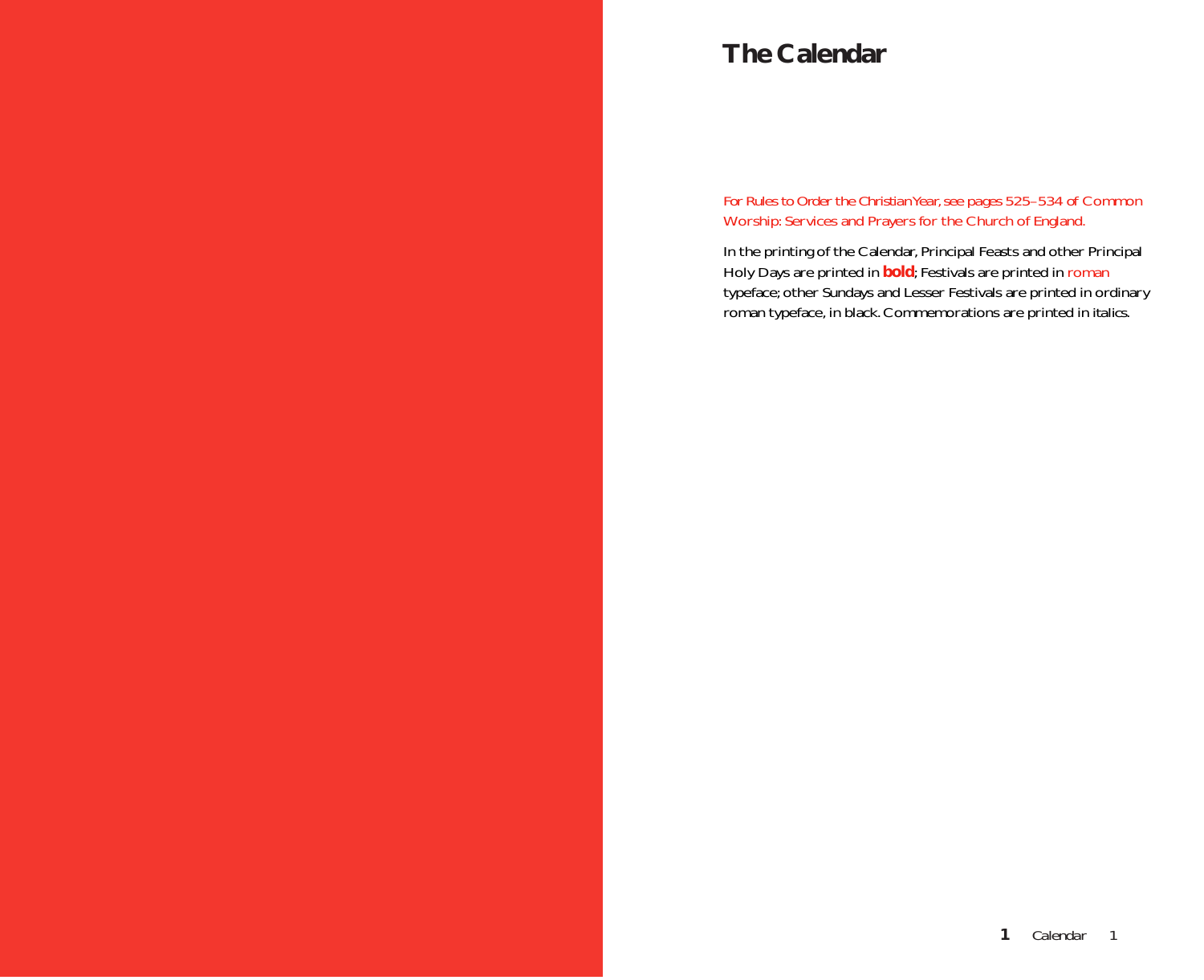# The Calendar

*For Rules to Order the Christian Year, see pages 525–534 of Common Worship: Services and Prayers for the Church of England.*

In the printing of the Calendar, Principal Feasts and other Principal Holy Days are printed in **bold**; Festivals are printed in roman typeface; other Sundays and Lesser Festivals are printed in ordinary roman typeface, in black. Commemorations are printed in italics.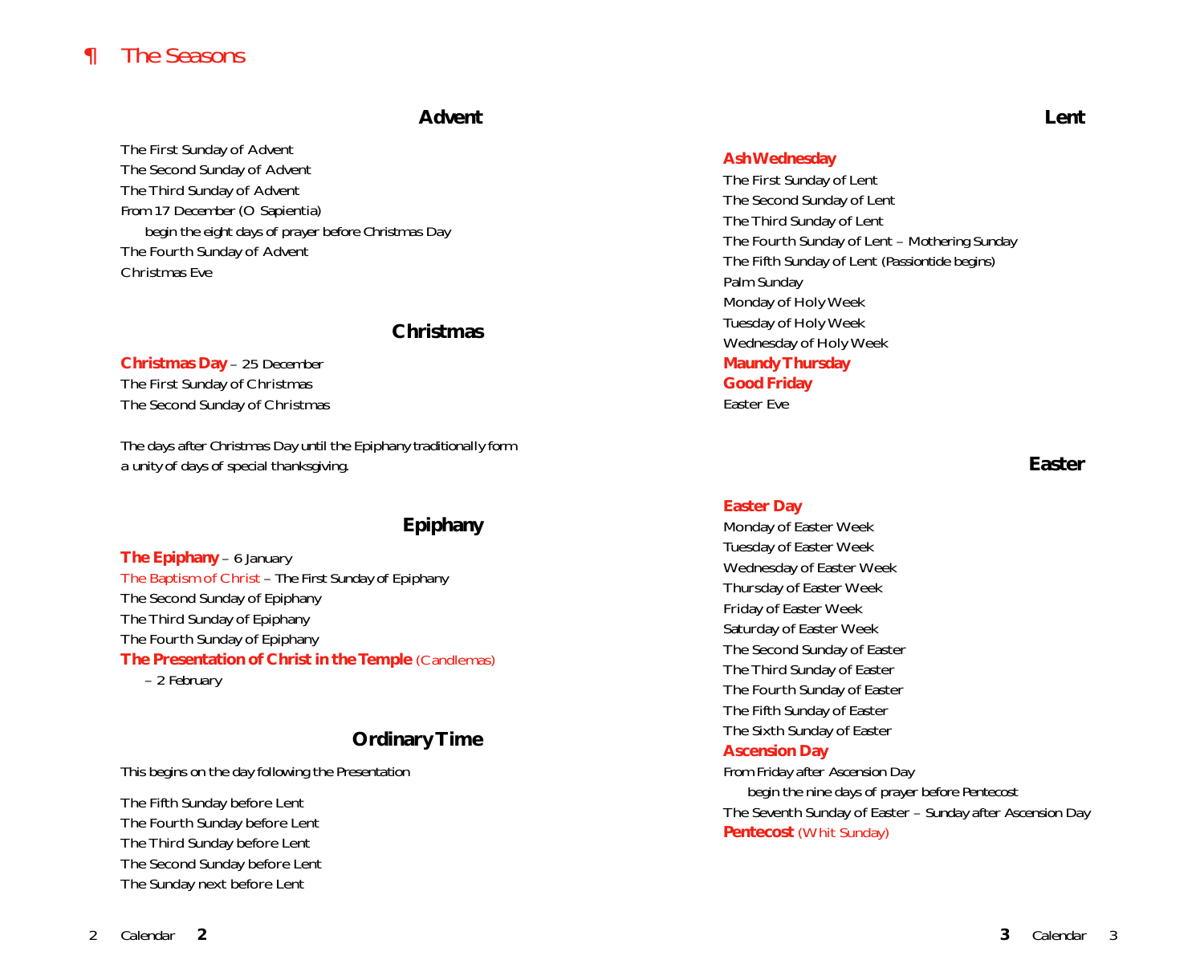# ¶ The Seasons

## Advent

The First Sunday of Advent
The Second Sunday of Advent
The Third Sunday of Advent
*From 17 December (O Sapientia)*
    *begin the eight days of prayer before Christmas Day*
The Fourth Sunday of Advent
Christmas Eve

## Christmas

**Christmas Day** – 25 December
The First Sunday of Christmas
The Second Sunday of Christmas

*The days after Christmas Day until the Epiphany traditionally form a unity of days of special thanksgiving.*

## Epiphany

**The Epiphany** – 6 January
The Baptism of Christ – The First Sunday of Epiphany
The Second Sunday of Epiphany
The Third Sunday of Epiphany
The Fourth Sunday of Epiphany
**The Presentation of Christ in the Temple** (Candlemas)
    – 2 February

## Ordinary Time

*This begins on the day following the Presentation*

The Fifth Sunday before Lent
The Fourth Sunday before Lent
The Third Sunday before Lent
The Second Sunday before Lent
The Sunday next before Lent

## Lent

**Ash Wednesday**
The First Sunday of Lent
The Second Sunday of Lent
The Third Sunday of Lent
The Fourth Sunday of Lent – Mothering Sunday
The Fifth Sunday of Lent (Passiontide begins)
Palm Sunday
Monday of Holy Week
Tuesday of Holy Week
Wednesday of Holy Week
**Maundy Thursday**
**Good Friday**
Easter Eve

## Easter

**Easter Day**
Monday of Easter Week
Tuesday of Easter Week
Wednesday of Easter Week
Thursday of Easter Week
Friday of Easter Week
Saturday of Easter Week
The Second Sunday of Easter
The Third Sunday of Easter
The Fourth Sunday of Easter
The Fifth Sunday of Easter
The Sixth Sunday of Easter
**Ascension Day**
*From Friday after Ascension Day*
    *begin the nine days of prayer before Pentecost*
The Seventh Sunday of Easter – Sunday after Ascension Day
**Pentecost** (Whit Sunday)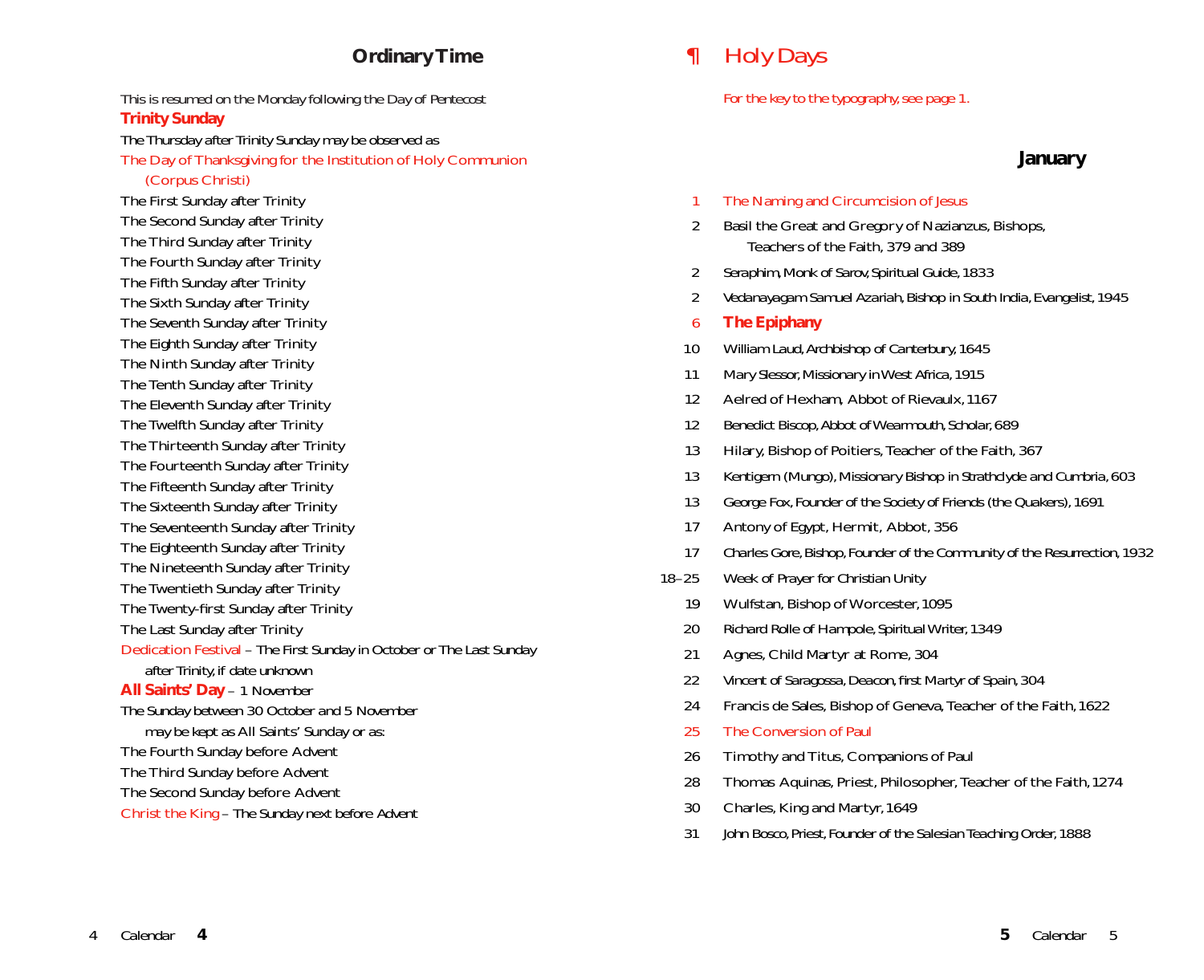## Ordinary Time

*This is resumed on the Monday following the Day of Pentecost*

**Trinity Sunday**

*The Thursday after Trinity Sunday may be observed as*

The Day of Thanksgiving for the Institution of Holy Communion (Corpus Christi)

The First Sunday after Trinity
The Second Sunday after Trinity
The Third Sunday after Trinity
The Fourth Sunday after Trinity
The Fifth Sunday after Trinity
The Sixth Sunday after Trinity
The Seventh Sunday after Trinity
The Eighth Sunday after Trinity
The Ninth Sunday after Trinity
The Tenth Sunday after Trinity
The Eleventh Sunday after Trinity
The Twelfth Sunday after Trinity
The Thirteenth Sunday after Trinity
The Fourteenth Sunday after Trinity
The Fifteenth Sunday after Trinity
The Sixteenth Sunday after Trinity
The Seventeenth Sunday after Trinity
The Eighteenth Sunday after Trinity
The Nineteenth Sunday after Trinity
The Twentieth Sunday after Trinity
The Twenty-first Sunday after Trinity
The Last Sunday after Trinity

Dedication Festival – *The First Sunday in October or The Last Sunday after Trinity, if date unknown*

**All Saints' Day** – *1 November*

*The Sunday between 30 October and 5 November may be kept as All Saints' Sunday or as:*

The Fourth Sunday before Advent
The Third Sunday before Advent
The Second Sunday before Advent

Christ the King – *The Sunday next before Advent*

# ¶ Holy Days

*For the key to the typography, see page 1.*

## January

1 The Naming and Circumcision of Jesus

2 Basil the Great and Gregory of Nazianzus, Bishops, Teachers of the Faith, 379 and 389

2 Seraphim, Monk of Sarov, Spiritual Guide, 1833

2 Vedanayagam Samuel Azariah, Bishop in South India, Evangelist, 1945

6 **The Epiphany**

10 William Laud, Archbishop of Canterbury, 1645

11 Mary Slessor, Missionary in West Africa, 1915

12 Aelred of Hexham, Abbot of Rievaulx, 1167

12 Benedict Biscop, Abbot of Wearmouth, Scholar, 689

13 Hilary, Bishop of Poitiers, Teacher of the Faith, 367

13 Kentigern (Mungo), Missionary Bishop in Strathclyde and Cumbria, 603

13 George Fox, Founder of the Society of Friends (the Quakers), 1691

17 Antony of Egypt, Hermit, Abbot, 356

17 Charles Gore, Bishop, Founder of the Community of the Resurrection, 1932

18–25 Week of Prayer for Christian Unity

19 Wulfstan, Bishop of Worcester, 1095

20 Richard Rolle of Hampole, Spiritual Writer, 1349

21 Agnes, Child Martyr at Rome, 304

22 Vincent of Saragossa, Deacon, first Martyr of Spain, 304

24 Francis de Sales, Bishop of Geneva, Teacher of the Faith, 1622

25 The Conversion of Paul

26 Timothy and Titus, Companions of Paul

28 Thomas Aquinas, Priest, Philosopher, Teacher of the Faith, 1274

30 Charles, King and Martyr, 1649

31 John Bosco, Priest, Founder of the Salesian Teaching Order, 1888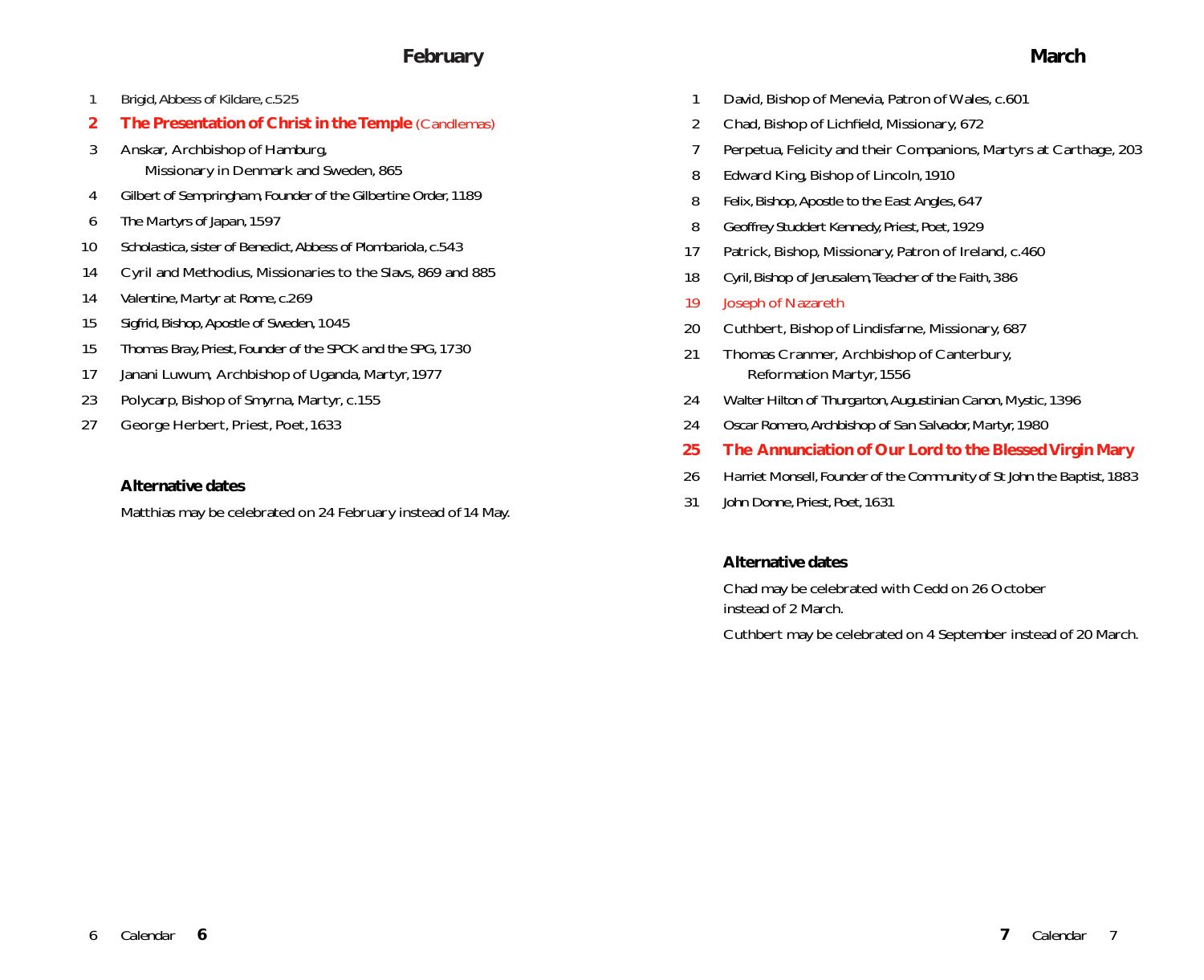## February

1 Brigid, Abbess of Kildare, c.525

**2 The Presentation of Christ in the Temple** (Candlemas)

3 Anskar, Archbishop of Hamburg,
Missionary in Denmark and Sweden, 865

4 Gilbert of Sempringham, Founder of the Gilbertine Order, 1189

6 The Martyrs of Japan, 1597

10 Scholastica, sister of Benedict, Abbess of Plombariola, c.543

14 Cyril and Methodius, Missionaries to the Slavs, 869 and 885

14 Valentine, Martyr at Rome, c.269

15 Sigfrid, Bishop, Apostle of Sweden, 1045

15 Thomas Bray, Priest, Founder of the SPCK and the SPG, 1730

17 Janani Luwum, Archbishop of Uganda, Martyr, 1977

23 Polycarp, Bishop of Smyrna, Martyr, c.155

27 George Herbert, Priest, Poet, 1633

### Alternative dates

Matthias may be celebrated on 24 February instead of 14 May.

## March

1 David, Bishop of Menevia, Patron of Wales, c.601

2 Chad, Bishop of Lichfield, Missionary, 672

7 Perpetua, Felicity and their Companions, Martyrs at Carthage, 203

8 Edward King, Bishop of Lincoln, 1910

8 Felix, Bishop, Apostle to the East Angles, 647

8 Geoffrey Studdert Kennedy, Priest, Poet, 1929

17 Patrick, Bishop, Missionary, Patron of Ireland, c.460

18 Cyril, Bishop of Jerusalem, Teacher of the Faith, 386

19 Joseph of Nazareth

20 Cuthbert, Bishop of Lindisfarne, Missionary, 687

21 Thomas Cranmer, Archbishop of Canterbury,
Reformation Martyr, 1556

24 Walter Hilton of Thurgarton, Augustinian Canon, Mystic, 1396

24 Oscar Romero, Archbishop of San Salvador, Martyr, 1980

**25 The Annunciation of Our Lord to the Blessed Virgin Mary**

26 Harriet Monsell, Founder of the Community of St John the Baptist, 1883

31 John Donne, Priest, Poet, 1631

### Alternative dates

Chad may be celebrated with Cedd on 26 October
instead of 2 March.

Cuthbert may be celebrated on 4 September instead of 20 March.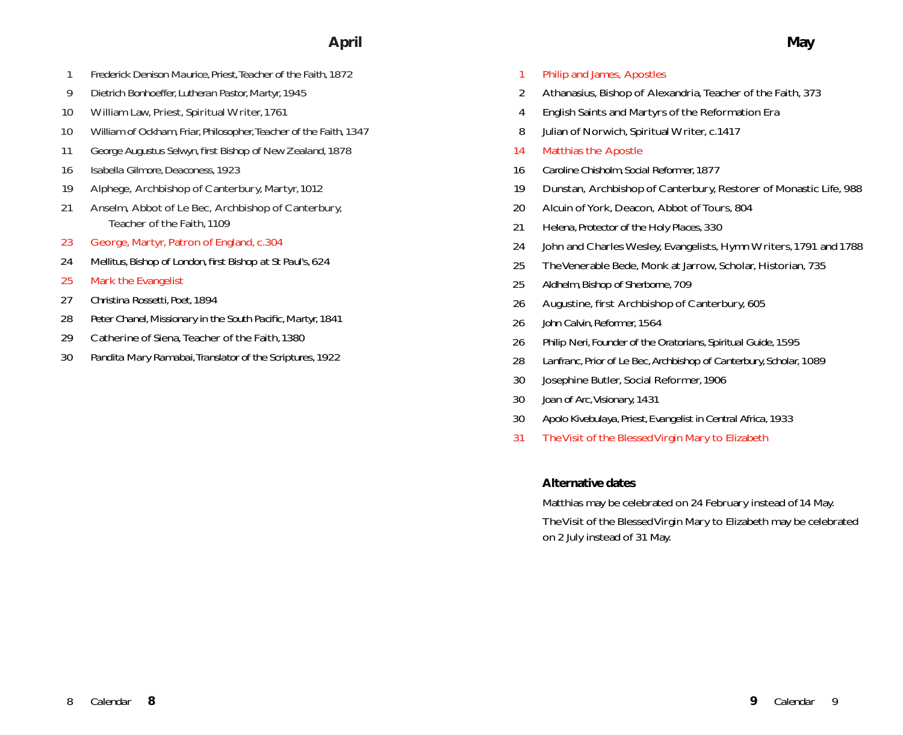## April

1 Frederick Denison Maurice, Priest, Teacher of the Faith, 1872

9 Dietrich Bonhoeffer, Lutheran Pastor, Martyr, 1945

10 William Law, Priest, Spiritual Writer, 1761

10 William of Ockham, Friar, Philosopher, Teacher of the Faith, 1347

11 George Augustus Selwyn, first Bishop of New Zealand, 1878

16 Isabella Gilmore, Deaconess, 1923

19 Alphege, Archbishop of Canterbury, Martyr, 1012

21 Anselm, Abbot of Le Bec, Archbishop of Canterbury, Teacher of the Faith, 1109

23 George, Martyr, Patron of England, c.304

24 Mellitus, Bishop of London, first Bishop at St Paul's, 624

25 Mark the Evangelist

27 Christina Rossetti, Poet, 1894

28 Peter Chanel, Missionary in the South Pacific, Martyr, 1841

29 Catherine of Siena, Teacher of the Faith, 1380

30 Pandita Mary Ramabai, Translator of the Scriptures, 1922

## May

1 Philip and James, Apostles

2 Athanasius, Bishop of Alexandria, Teacher of the Faith, 373

4 English Saints and Martyrs of the Reformation Era

8 Julian of Norwich, Spiritual Writer, c.1417

14 Matthias the Apostle

16 Caroline Chisholm, Social Reformer, 1877

19 Dunstan, Archbishop of Canterbury, Restorer of Monastic Life, 988

20 Alcuin of York, Deacon, Abbot of Tours, 804

21 Helena, Protector of the Holy Places, 330

24 John and Charles Wesley, Evangelists, Hymn Writers, 1791 and 1788

25 The Venerable Bede, Monk at Jarrow, Scholar, Historian, 735

25 Aldhelm, Bishop of Sherborne, 709

26 Augustine, first Archbishop of Canterbury, 605

26 John Calvin, Reformer, 1564

26 Philip Neri, Founder of the Oratorians, Spiritual Guide, 1595

28 Lanfranc, Prior of Le Bec, Archbishop of Canterbury, Scholar, 1089

30 Josephine Butler, Social Reformer, 1906

30 Joan of Arc, Visionary, 1431

30 Apolo Kivebulaya, Priest, Evangelist in Central Africa, 1933

31 The Visit of the Blessed Virgin Mary to Elizabeth

### Alternative dates

Matthias may be celebrated on 24 February instead of 14 May.

The Visit of the Blessed Virgin Mary to Elizabeth may be celebrated on 2 July instead of 31 May.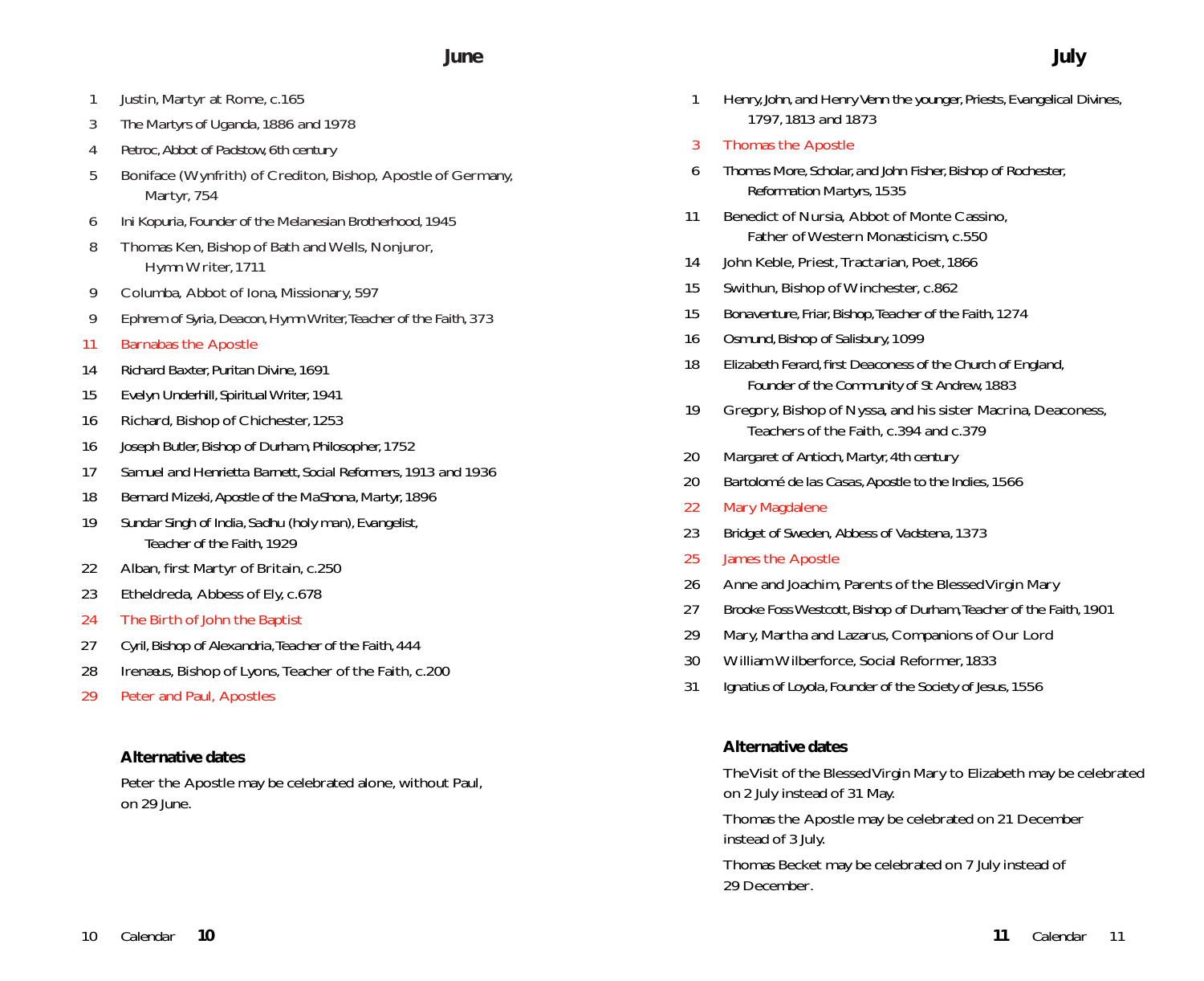## June

1 Justin, Martyr at Rome, c.165

3 The Martyrs of Uganda, 1886 and 1978

4 Petroc, Abbot of Padstow, 6th century

5 Boniface (Wynfrith) of Crediton, Bishop, Apostle of Germany, Martyr, 754

6 Ini Kopuria, Founder of the Melanesian Brotherhood, 1945

8 Thomas Ken, Bishop of Bath and Wells, Nonjuror, Hymn Writer, 1711

9 Columba, Abbot of Iona, Missionary, 597

9 Ephrem of Syria, Deacon, Hymn Writer, Teacher of the Faith, 373

11 Barnabas the Apostle

14 Richard Baxter, Puritan Divine, 1691

15 Evelyn Underhill, Spiritual Writer, 1941

16 Richard, Bishop of Chichester, 1253

16 Joseph Butler, Bishop of Durham, Philosopher, 1752

17 Samuel and Henrietta Barnett, Social Reformers, 1913 and 1936

18 Bernard Mizeki, Apostle of the MaShona, Martyr, 1896

19 Sundar Singh of India, Sadhu (holy man), Evangelist, Teacher of the Faith, 1929

22 Alban, first Martyr of Britain, c.250

23 Etheldreda, Abbess of Ely, c.678

24 The Birth of John the Baptist

27 Cyril, Bishop of Alexandria, Teacher of the Faith, 444

28 Irenaeus, Bishop of Lyons, Teacher of the Faith, c.200

29 Peter and Paul, Apostles

### Alternative dates

Peter the Apostle may be celebrated alone, without Paul, on 29 June.

## July

1 Henry, John, and Henry Venn the younger, Priests, Evangelical Divines, 1797, 1813 and 1873

3 Thomas the Apostle

6 Thomas More, Scholar, and John Fisher, Bishop of Rochester, Reformation Martyrs, 1535

11 Benedict of Nursia, Abbot of Monte Cassino, Father of Western Monasticism, c.550

14 John Keble, Priest, Tractarian, Poet, 1866

15 Swithun, Bishop of Winchester, c.862

15 Bonaventure, Friar, Bishop, Teacher of the Faith, 1274

16 Osmund, Bishop of Salisbury, 1099

18 Elizabeth Ferard, first Deaconess of the Church of England, Founder of the Community of St Andrew, 1883

19 Gregory, Bishop of Nyssa, and his sister Macrina, Deaconess, Teachers of the Faith, c.394 and c.379

20 Margaret of Antioch, Martyr, 4th century

20 Bartolomé de las Casas, Apostle to the Indies, 1566

22 Mary Magdalene

23 Bridget of Sweden, Abbess of Vadstena, 1373

25 James the Apostle

26 Anne and Joachim, Parents of the Blessed Virgin Mary

27 Brooke Foss Westcott, Bishop of Durham, Teacher of the Faith, 1901

29 Mary, Martha and Lazarus, Companions of Our Lord

30 William Wilberforce, Social Reformer, 1833

31 Ignatius of Loyola, Founder of the Society of Jesus, 1556

### Alternative dates

The Visit of the Blessed Virgin Mary to Elizabeth may be celebrated on 2 July instead of 31 May.

Thomas the Apostle may be celebrated on 21 December instead of 3 July.

Thomas Becket may be celebrated on 7 July instead of 29 December.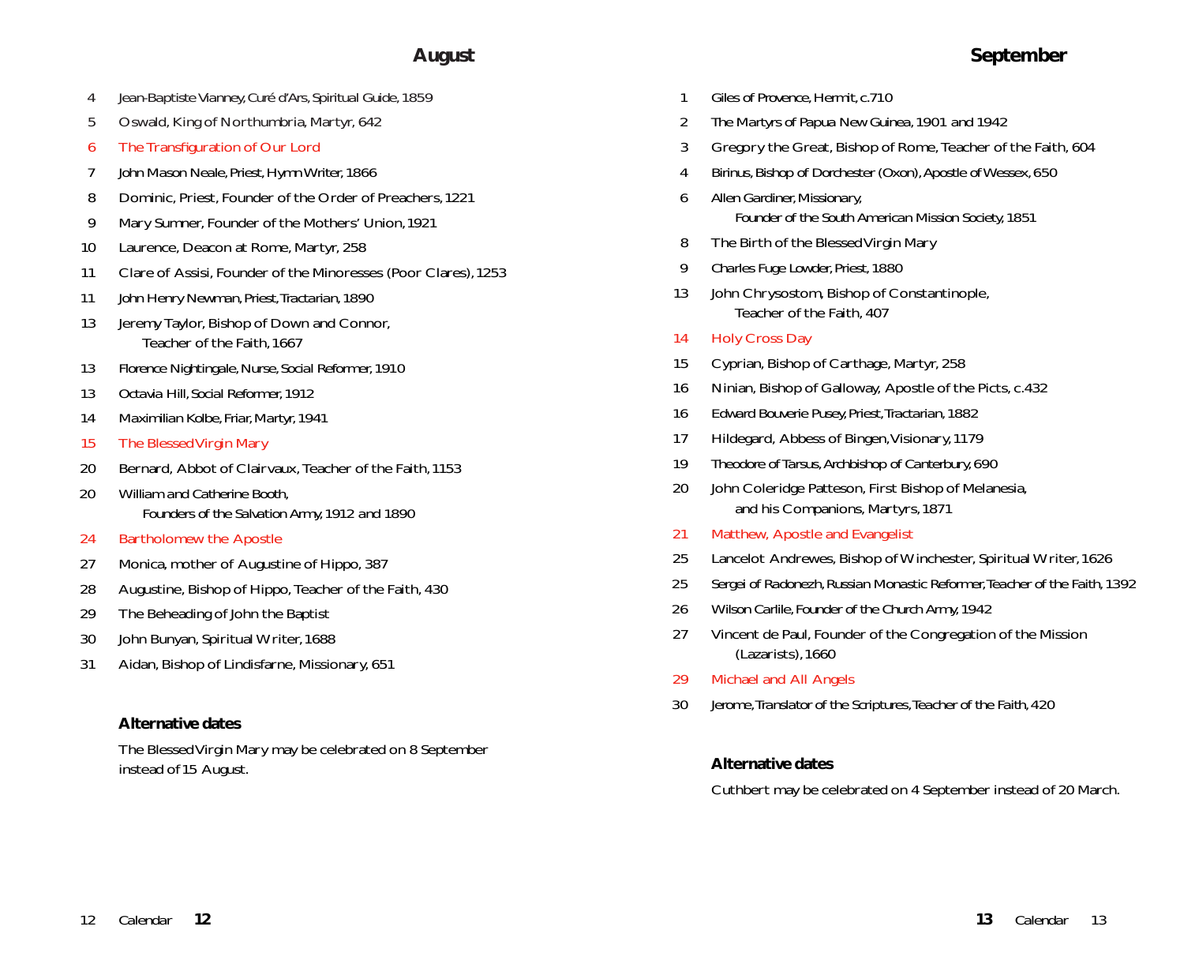## August

4 Jean-Baptiste Vianney, Curé d'Ars, Spiritual Guide, 1859
5 Oswald, King of Northumbria, Martyr, 642
6 The Transfiguration of Our Lord
7 John Mason Neale, Priest, Hymn Writer, 1866
8 Dominic, Priest, Founder of the Order of Preachers, 1221
9 Mary Sumner, Founder of the Mothers' Union, 1921
10 Laurence, Deacon at Rome, Martyr, 258
11 Clare of Assisi, Founder of the Minoresses (Poor Clares), 1253
11 John Henry Newman, Priest, Tractarian, 1890
13 Jeremy Taylor, Bishop of Down and Connor,
 Teacher of the Faith, 1667
13 Florence Nightingale, Nurse, Social Reformer, 1910
13 Octavia Hill, Social Reformer, 1912
14 Maximilian Kolbe, Friar, Martyr, 1941
15 The Blessed Virgin Mary
20 Bernard, Abbot of Clairvaux, Teacher of the Faith, 1153
20 William and Catherine Booth,
 Founders of the Salvation Army, 1912 and 1890
24 Bartholomew the Apostle
27 Monica, mother of Augustine of Hippo, 387
28 Augustine, Bishop of Hippo, Teacher of the Faith, 430
29 The Beheading of John the Baptist
30 John Bunyan, Spiritual Writer, 1688
31 Aidan, Bishop of Lindisfarne, Missionary, 651

### Alternative dates

The Blessed Virgin Mary may be celebrated on 8 September instead of 15 August.

## September

1 Giles of Provence, Hermit, c.710
2 The Martyrs of Papua New Guinea, 1901 and 1942
3 Gregory the Great, Bishop of Rome, Teacher of the Faith, 604
4 Birinus, Bishop of Dorchester (Oxon), Apostle of Wessex, 650
6 Allen Gardiner, Missionary,
 Founder of the South American Mission Society, 1851
8 The Birth of the Blessed Virgin Mary
9 Charles Fuge Lowder, Priest, 1880
13 John Chrysostom, Bishop of Constantinople,
 Teacher of the Faith, 407
14 Holy Cross Day
15 Cyprian, Bishop of Carthage, Martyr, 258
16 Ninian, Bishop of Galloway, Apostle of the Picts, c.432
16 Edward Bouverie Pusey, Priest, Tractarian, 1882
17 Hildegard, Abbess of Bingen, Visionary, 1179
19 Theodore of Tarsus, Archbishop of Canterbury, 690
20 John Coleridge Patteson, First Bishop of Melanesia,
 and his Companions, Martyrs, 1871
21 Matthew, Apostle and Evangelist
25 Lancelot Andrewes, Bishop of Winchester, Spiritual Writer, 1626
25 Sergei of Radonezh, Russian Monastic Reformer, Teacher of the Faith, 1392
26 Wilson Carlile, Founder of the Church Army, 1942
27 Vincent de Paul, Founder of the Congregation of the Mission
 (Lazarists), 1660
29 Michael and All Angels
30 Jerome, Translator of the Scriptures, Teacher of the Faith, 420

### Alternative dates

Cuthbert may be celebrated on 4 September instead of 20 March.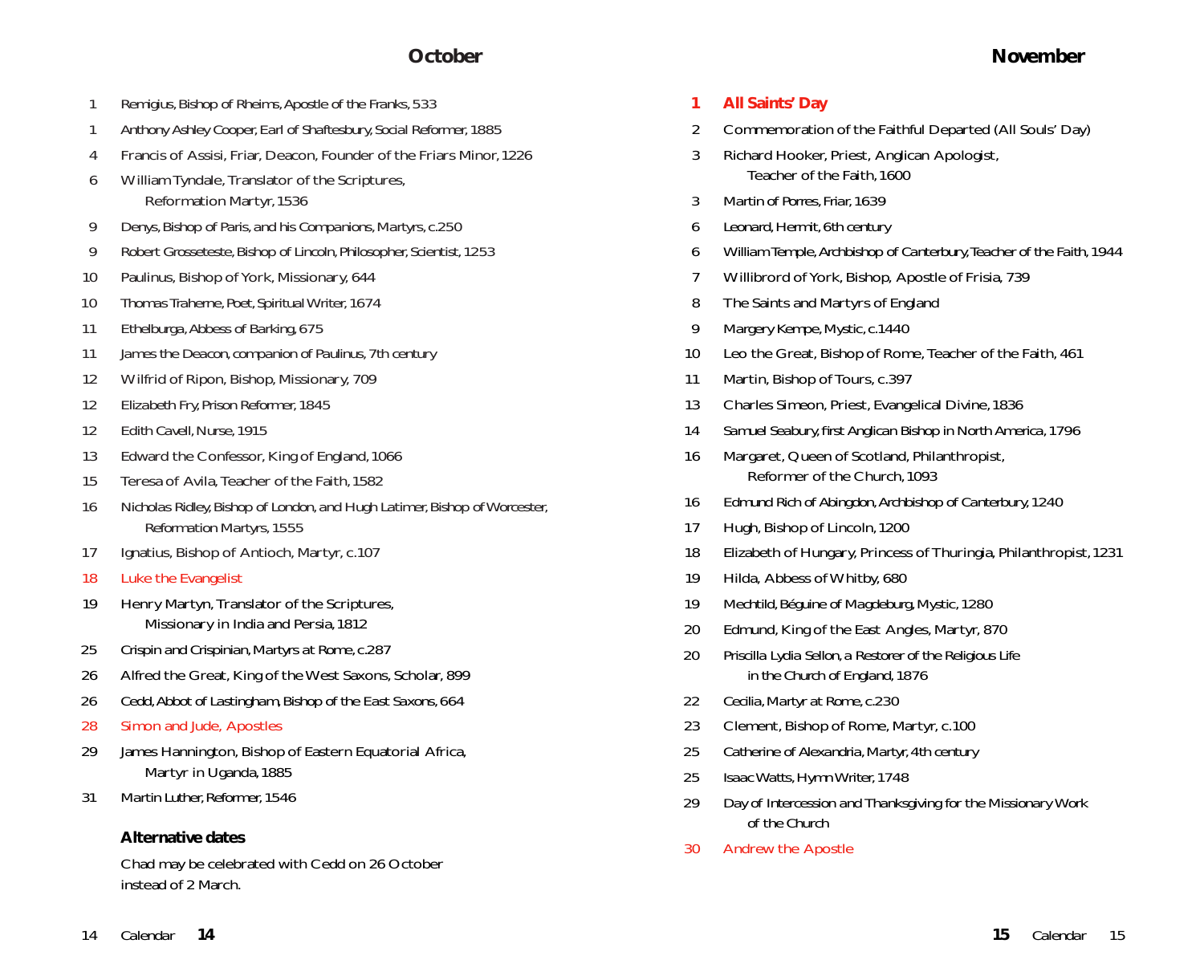## October

1 Remigius, Bishop of Rheims, Apostle of the Franks, 533

1 Anthony Ashley Cooper, Earl of Shaftesbury, Social Reformer, 1885

4 Francis of Assisi, Friar, Deacon, Founder of the Friars Minor, 1226

6 William Tyndale, Translator of the Scriptures,
Reformation Martyr, 1536

9 Denys, Bishop of Paris, and his Companions, Martyrs, c.250

9 Robert Grosseteste, Bishop of Lincoln, Philosopher, Scientist, 1253

10 Paulinus, Bishop of York, Missionary, 644

10 Thomas Traherne, Poet, Spiritual Writer, 1674

11 Ethelburga, Abbess of Barking, 675

11 James the Deacon, companion of Paulinus, 7th century

12 Wilfrid of Ripon, Bishop, Missionary, 709

12 Elizabeth Fry, Prison Reformer, 1845

12 Edith Cavell, Nurse, 1915

13 Edward the Confessor, King of England, 1066

15 Teresa of Avila, Teacher of the Faith, 1582

16 Nicholas Ridley, Bishop of London, and Hugh Latimer, Bishop of Worcester,
Reformation Martyrs, 1555

17 Ignatius, Bishop of Antioch, Martyr, c.107

18 Luke the Evangelist

19 Henry Martyn, Translator of the Scriptures,
Missionary in India and Persia, 1812

25 Crispin and Crispinian, Martyrs at Rome, c.287

26 Alfred the Great, King of the West Saxons, Scholar, 899

26 Cedd, Abbot of Lastingham, Bishop of the East Saxons, 664

28 Simon and Jude, Apostles

29 James Hannington, Bishop of Eastern Equatorial Africa,
Martyr in Uganda, 1885

31 Martin Luther, Reformer, 1546

### Alternative dates

Chad may be celebrated with Cedd on 26 October
instead of 2 March.

## November

**1 All Saints' Day**

2 Commemoration of the Faithful Departed (All Souls' Day)

3 Richard Hooker, Priest, Anglican Apologist,
Teacher of the Faith, 1600

3 Martin of Porres, Friar, 1639

6 Leonard, Hermit, 6th century

6 William Temple, Archbishop of Canterbury, Teacher of the Faith, 1944

7 Willibrord of York, Bishop, Apostle of Frisia, 739

8 The Saints and Martyrs of England

9 Margery Kempe, Mystic, c.1440

10 Leo the Great, Bishop of Rome, Teacher of the Faith, 461

11 Martin, Bishop of Tours, c.397

13 Charles Simeon, Priest, Evangelical Divine, 1836

14 Samuel Seabury, first Anglican Bishop in North America, 1796

16 Margaret, Queen of Scotland, Philanthropist,
Reformer of the Church, 1093

16 Edmund Rich of Abingdon, Archbishop of Canterbury, 1240

17 Hugh, Bishop of Lincoln, 1200

18 Elizabeth of Hungary, Princess of Thuringia, Philanthropist, 1231

19 Hilda, Abbess of Whitby, 680

19 Mechtild, Béguine of Magdeburg, Mystic, 1280

20 Edmund, King of the East Angles, Martyr, 870

20 Priscilla Lydia Sellon, a Restorer of the Religious Life
in the Church of England, 1876

22 Cecilia, Martyr at Rome, c.230

23 Clement, Bishop of Rome, Martyr, c.100

25 Catherine of Alexandria, Martyr, 4th century

25 Isaac Watts, Hymn Writer, 1748

29 Day of Intercession and Thanksgiving for the Missionary Work
of the Church

30 Andrew the Apostle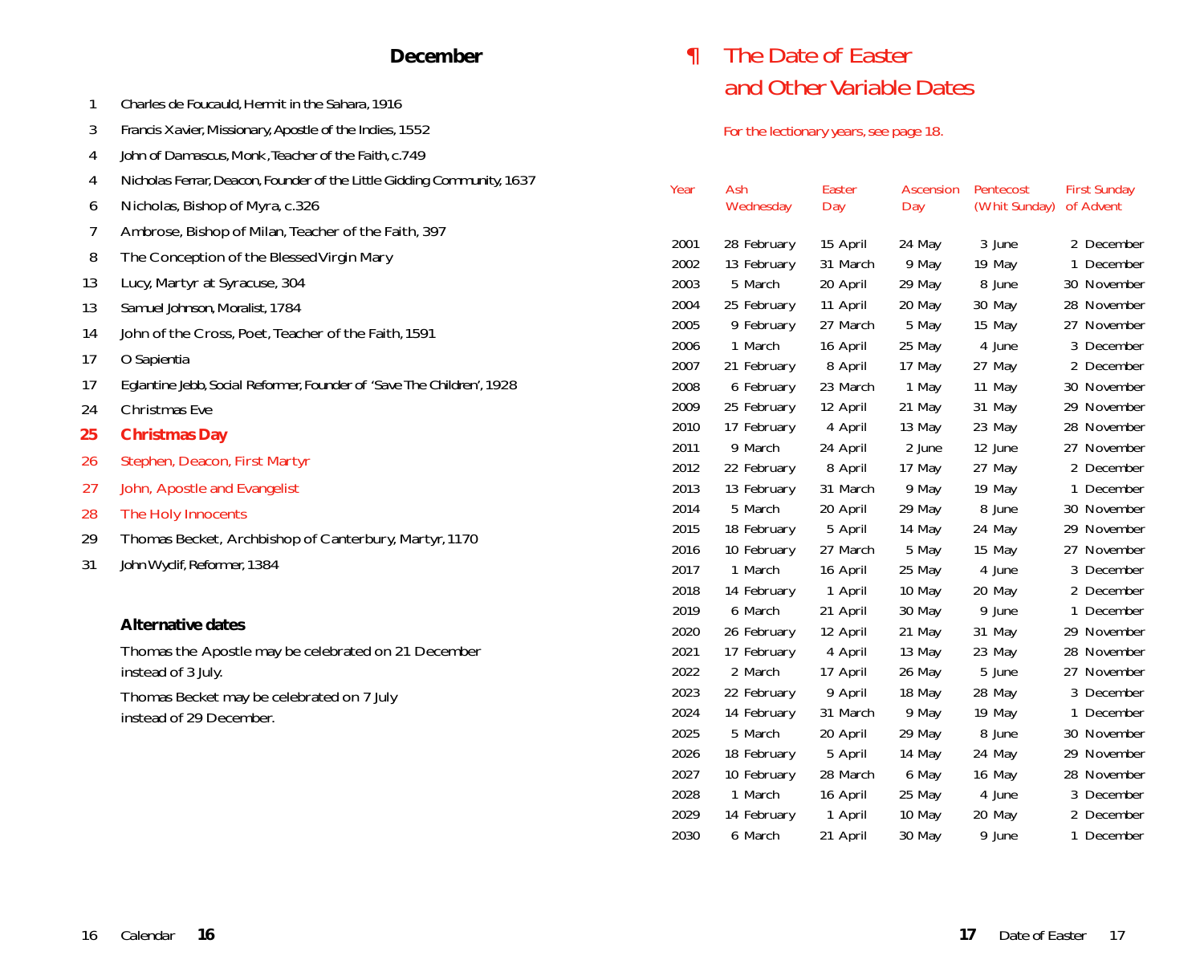## December

1 Charles de Foucauld, Hermit in the Sahara, 1916
3 Francis Xavier, Missionary, Apostle of the Indies, 1552
4 John of Damascus, Monk, Teacher of the Faith, c.749
4 Nicholas Ferrar, Deacon, Founder of the Little Gidding Community, 1637
6 Nicholas, Bishop of Myra, c.326
7 Ambrose, Bishop of Milan, Teacher of the Faith, 397
8 The Conception of the Blessed Virgin Mary
13 Lucy, Martyr at Syracuse, 304
13 Samuel Johnson, Moralist, 1784
14 John of the Cross, Poet, Teacher of the Faith, 1591
17 O Sapientia
17 Eglantine Jebb, Social Reformer, Founder of 'Save The Children', 1928
24 Christmas Eve
**25 Christmas Day**
26 Stephen, Deacon, First Martyr
27 John, Apostle and Evangelist
28 The Holy Innocents
29 Thomas Becket, Archbishop of Canterbury, Martyr, 1170
31 John Wyclif, Reformer, 1384

### Alternative dates

Thomas the Apostle may be celebrated on 21 December instead of 3 July.

Thomas Becket may be celebrated on 7 July instead of 29 December.

## ¶ The Date of Easter and Other Variable Dates

For the lectionary years, see page 18.

| Year | Ash Wednesday | Easter Day | Ascension Day | Pentecost (Whit Sunday) | First Sunday of Advent |
|---|---|---|---|---|---|
| 2001 | 28 February | 15 April | 24 May | 3 June | 2 December |
| 2002 | 13 February | 31 March | 9 May | 19 May | 1 December |
| 2003 | 5 March | 20 April | 29 May | 8 June | 30 November |
| 2004 | 25 February | 11 April | 20 May | 30 May | 28 November |
| 2005 | 9 February | 27 March | 5 May | 15 May | 27 November |
| 2006 | 1 March | 16 April | 25 May | 4 June | 3 December |
| 2007 | 21 February | 8 April | 17 May | 27 May | 2 December |
| 2008 | 6 February | 23 March | 1 May | 11 May | 30 November |
| 2009 | 25 February | 12 April | 21 May | 31 May | 29 November |
| 2010 | 17 February | 4 April | 13 May | 23 May | 28 November |
| 2011 | 9 March | 24 April | 2 June | 12 June | 27 November |
| 2012 | 22 February | 8 April | 17 May | 27 May | 2 December |
| 2013 | 13 February | 31 March | 9 May | 19 May | 1 December |
| 2014 | 5 March | 20 April | 29 May | 8 June | 30 November |
| 2015 | 18 February | 5 April | 14 May | 24 May | 29 November |
| 2016 | 10 February | 27 March | 5 May | 15 May | 27 November |
| 2017 | 1 March | 16 April | 25 May | 4 June | 3 December |
| 2018 | 14 February | 1 April | 10 May | 20 May | 2 December |
| 2019 | 6 March | 21 April | 30 May | 9 June | 1 December |
| 2020 | 26 February | 12 April | 21 May | 31 May | 29 November |
| 2021 | 17 February | 4 April | 13 May | 23 May | 28 November |
| 2022 | 2 March | 17 April | 26 May | 5 June | 27 November |
| 2023 | 22 February | 9 April | 18 May | 28 May | 3 December |
| 2024 | 14 February | 31 March | 9 May | 19 May | 1 December |
| 2025 | 5 March | 20 April | 29 May | 8 June | 30 November |
| 2026 | 18 February | 5 April | 14 May | 24 May | 29 November |
| 2027 | 10 February | 28 March | 6 May | 16 May | 28 November |
| 2028 | 1 March | 16 April | 25 May | 4 June | 3 December |
| 2029 | 14 February | 1 April | 10 May | 20 May | 2 December |
| 2030 | 6 March | 21 April | 30 May | 9 June | 1 December |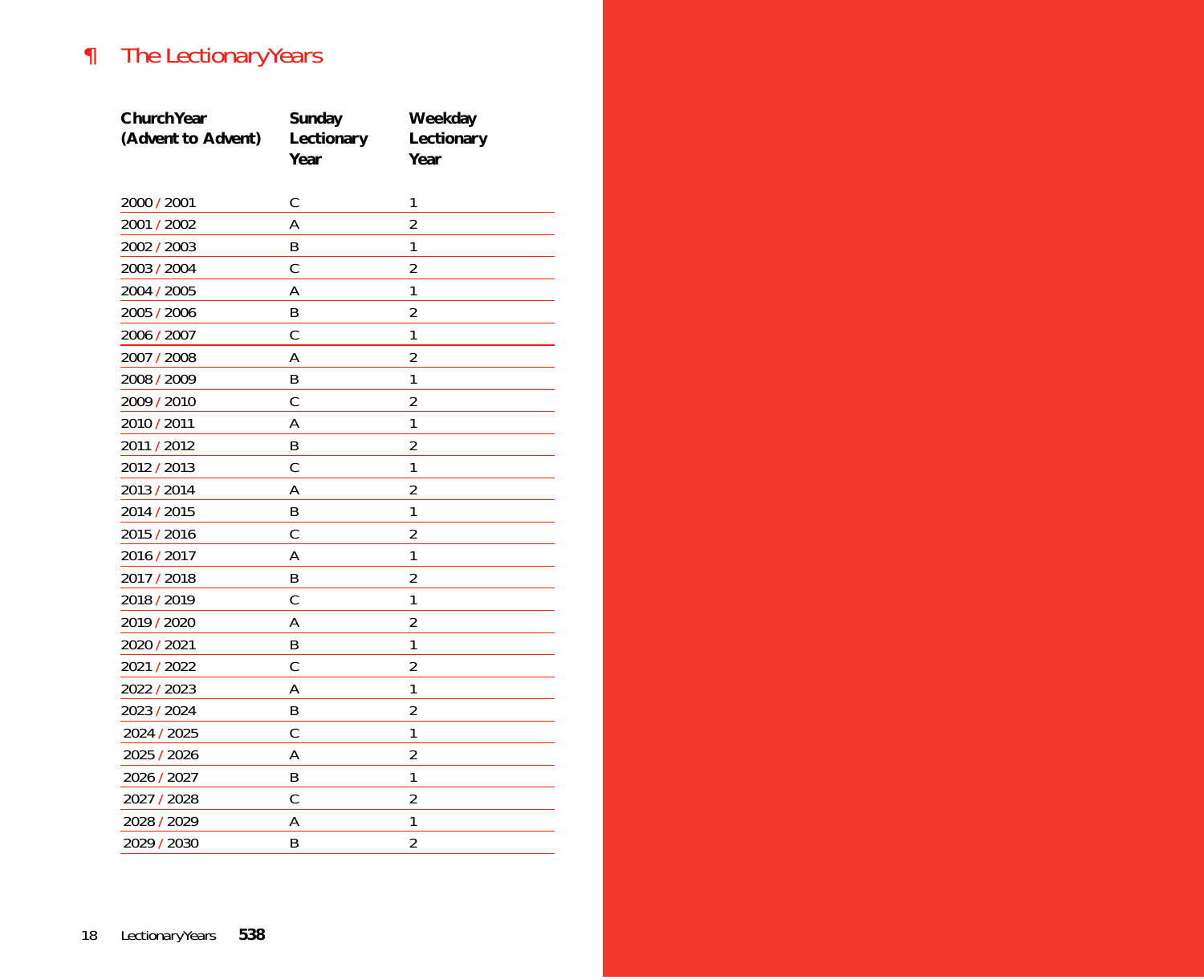## ¶ The Lectionary Years

| Church Year (Advent to Advent) | Sunday Lectionary Year | Weekday Lectionary Year |
|---|---|---|
| 2000 / 2001 | C | 1 |
| 2001 / 2002 | A | 2 |
| 2002 / 2003 | B | 1 |
| 2003 / 2004 | C | 2 |
| 2004 / 2005 | A | 1 |
| 2005 / 2006 | B | 2 |
| 2006 / 2007 | C | 1 |
| 2007 / 2008 | A | 2 |
| 2008 / 2009 | B | 1 |
| 2009 / 2010 | C | 2 |
| 2010 / 2011 | A | 1 |
| 2011 / 2012 | B | 2 |
| 2012 / 2013 | C | 1 |
| 2013 / 2014 | A | 2 |
| 2014 / 2015 | B | 1 |
| 2015 / 2016 | C | 2 |
| 2016 / 2017 | A | 1 |
| 2017 / 2018 | B | 2 |
| 2018 / 2019 | C | 1 |
| 2019 / 2020 | A | 2 |
| 2020 / 2021 | B | 1 |
| 2021 / 2022 | C | 2 |
| 2022 / 2023 | A | 1 |
| 2023 / 2024 | B | 2 |
| 2024 / 2025 | C | 1 |
| 2025 / 2026 | A | 2 |
| 2026 / 2027 | B | 1 |
| 2027 / 2028 | C | 2 |
| 2028 / 2029 | A | 1 |
| 2029 / 2030 | B | 2 |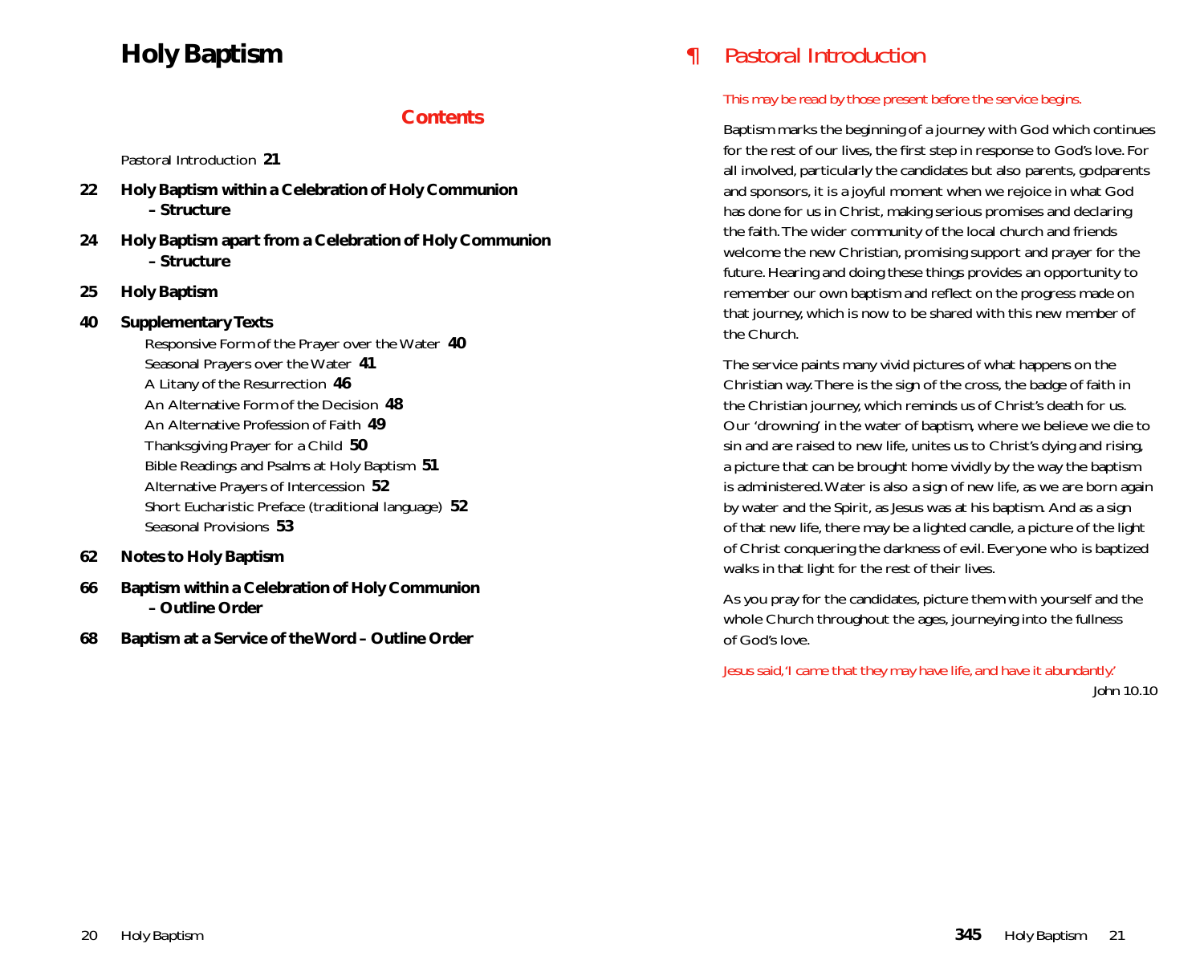# Holy Baptism

## Contents

Pastoral Introduction **21**

**22 Holy Baptism within a Celebration of Holy Communion – Structure**

**24 Holy Baptism apart from a Celebration of Holy Communion – Structure**

**25 Holy Baptism**

**40 Supplementary Texts**

- Responsive Form of the Prayer over the Water **40**
- Seasonal Prayers over the Water **41**
- A Litany of the Resurrection **46**
- An Alternative Form of the Decision **48**
- An Alternative Profession of Faith **49**
- Thanksgiving Prayer for a Child **50**
- Bible Readings and Psalms at Holy Baptism **51**
- Alternative Prayers of Intercession **52**
- Short Eucharistic Preface (traditional language) **52**
- Seasonal Provisions **53**

**62 Notes to Holy Baptism**

**66 Baptism within a Celebration of Holy Communion – Outline Order**

**68 Baptism at a Service of the Word – Outline Order**

## ¶ *Pastoral Introduction*

*This may be read by those present before the service begins.*

Baptism marks the beginning of a journey with God which continues for the rest of our lives, the first step in response to God's love. For all involved, particularly the candidates but also parents, godparents and sponsors, it is a joyful moment when we rejoice in what God has done for us in Christ, making serious promises and declaring the faith. The wider community of the local church and friends welcome the new Christian, promising support and prayer for the future. Hearing and doing these things provides an opportunity to remember our own baptism and reflect on the progress made on that journey, which is now to be shared with this new member of the Church.

The service paints many vivid pictures of what happens on the Christian way. There is the sign of the cross, the badge of faith in the Christian journey, which reminds us of Christ's death for us. Our 'drowning' in the water of baptism, where we believe we die to sin and are raised to new life, unites us to Christ's dying and rising, a picture that can be brought home vividly by the way the baptism is administered. Water is also a sign of new life, as we are born again by water and the Spirit, as Jesus was at his baptism. And as a sign of that new life, there may be a lighted candle, a picture of the light of Christ conquering the darkness of evil. Everyone who is baptized walks in that light for the rest of their lives.

As you pray for the candidates, picture them with yourself and the whole Church throughout the ages, journeying into the fullness of God's love.

*Jesus said, 'I came that they may have life, and have it abundantly.'*

*John 10.10*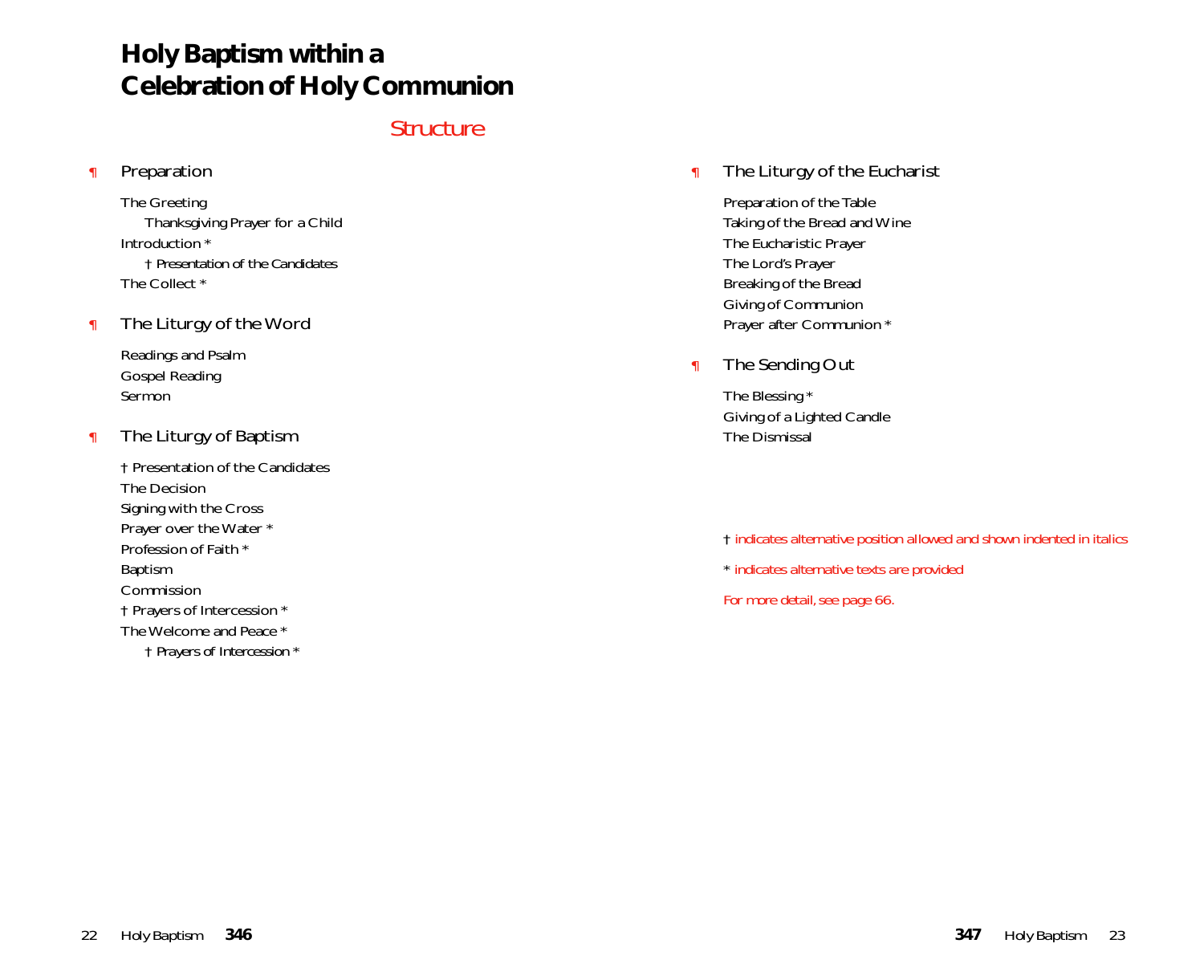# Holy Baptism within a Celebration of Holy Communion

## Structure

¶ Preparation

The Greeting
    *Thanksgiving Prayer for a Child*
Introduction *
    *† Presentation of the Candidates*
The Collect *

¶ The Liturgy of the Word

Readings and Psalm
Gospel Reading
Sermon

¶ The Liturgy of Baptism

† Presentation of the Candidates
The Decision
Signing with the Cross
Prayer over the Water *
Profession of Faith *
Baptism
Commission
† Prayers of Intercession *
The Welcome and Peace *
    *† Prayers of Intercession **

¶ The Liturgy of the Eucharist

Preparation of the Table
Taking of the Bread and Wine
The Eucharistic Prayer
The Lord's Prayer
Breaking of the Bread
Giving of Communion
Prayer after Communion *

¶ The Sending Out

The Blessing *
Giving of a Lighted Candle
The Dismissal

† indicates alternative position allowed and shown indented in italics

* indicates alternative texts are provided

For more detail, see page 66.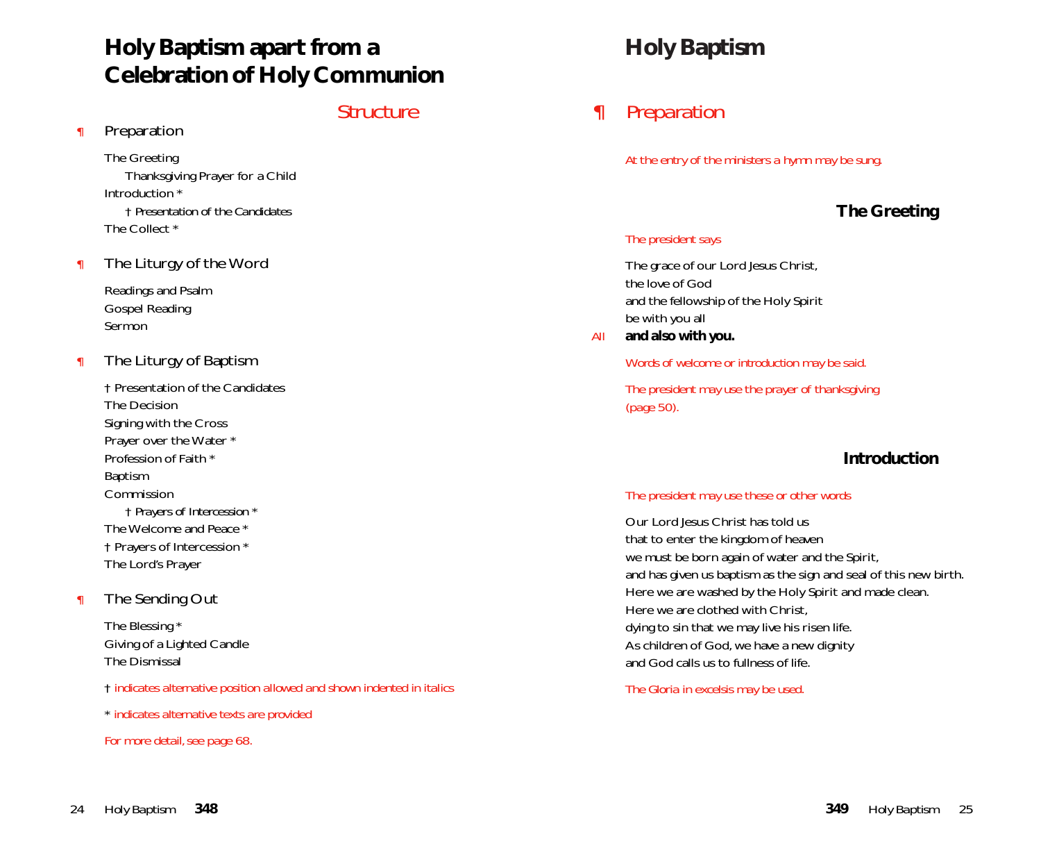# Holy Baptism apart from a Celebration of Holy Communion

## Structure

¶ Preparation

The Greeting
*Thanksgiving Prayer for a Child*
Introduction *
*† Presentation of the Candidates*
The Collect *

¶ The Liturgy of the Word

Readings and Psalm
Gospel Reading
Sermon

¶ The Liturgy of Baptism

† Presentation of the Candidates
The Decision
Signing with the Cross
Prayer over the Water *
Profession of Faith *
Baptism
Commission
*† Prayers of Intercession **
The Welcome and Peace *
† Prayers of Intercession *
The Lord's Prayer

¶ The Sending Out

The Blessing *
Giving of a Lighted Candle
The Dismissal

† *indicates alternative position allowed and shown indented in italics*

* *indicates alternative texts are provided*

*For more detail, see page 68.*

# Holy Baptism

## ¶ Preparation

*At the entry of the ministers a hymn may be sung.*

### The Greeting

*The president says*

The grace of our Lord Jesus Christ,
the love of God
and the fellowship of the Holy Spirit
be with you all

*All* **and also with you.**

*Words of welcome or introduction may be said.*

*The president may use the prayer of thanksgiving (page 50).*

### Introduction

*The president may use these or other words*

Our Lord Jesus Christ has told us
that to enter the kingdom of heaven
we must be born again of water and the Spirit,
and has given us baptism as the sign and seal of this new birth.
Here we are washed by the Holy Spirit and made clean.
Here we are clothed with Christ,
dying to sin that we may live his risen life.
As children of God, we have a new dignity
and God calls us to fullness of life.

*The Gloria in excelsis may be used.*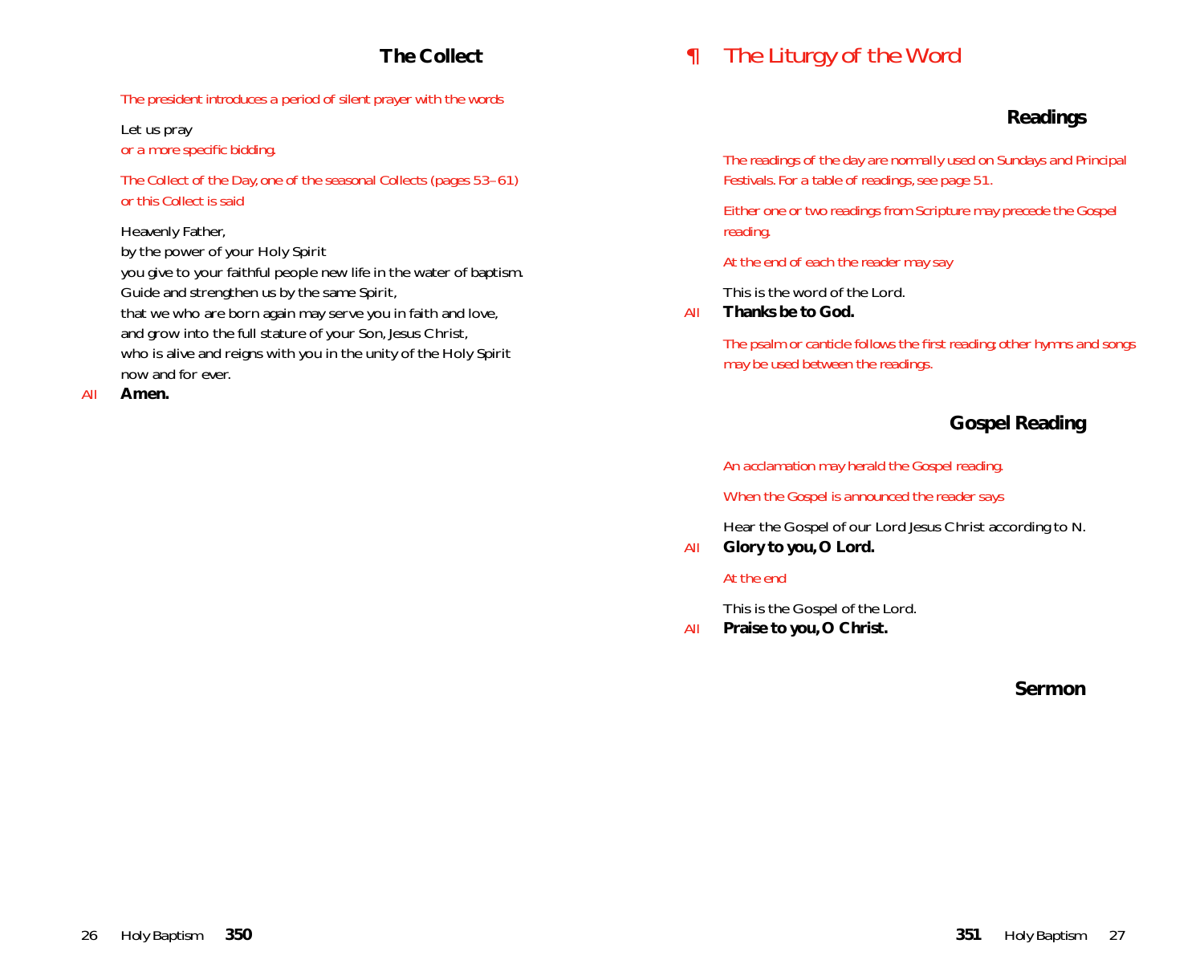## The Collect

*The president introduces a period of silent prayer with the words*

Let us pray
*or a more specific bidding.*

*The Collect of the Day, one of the seasonal Collects (pages 53–61) or this Collect is said*

Heavenly Father,
by the power of your Holy Spirit
you give to your faithful people new life in the water of baptism.
Guide and strengthen us by the same Spirit,
that we who are born again may serve you in faith and love,
and grow into the full stature of your Son, Jesus Christ,
who is alive and reigns with you in the unity of the Holy Spirit
now and for ever.

*All* **Amen.**

# ¶ The Liturgy of the Word

## Readings

*The readings of the day are normally used on Sundays and Principal Festivals. For a table of readings, see page 51.*

*Either one or two readings from Scripture may precede the Gospel reading.*

*At the end of each the reader may say*

This is the word of the Lord.

*All* **Thanks be to God.**

*The psalm or canticle follows the first reading; other hymns and songs may be used between the readings.*

## Gospel Reading

*An acclamation may herald the Gospel reading.*

*When the Gospel is announced the reader says*

Hear the Gospel of our Lord Jesus Christ according to N.

*All* **Glory to you, O Lord.**

*At the end*

This is the Gospel of the Lord.

*All* **Praise to you, O Christ.**

## Sermon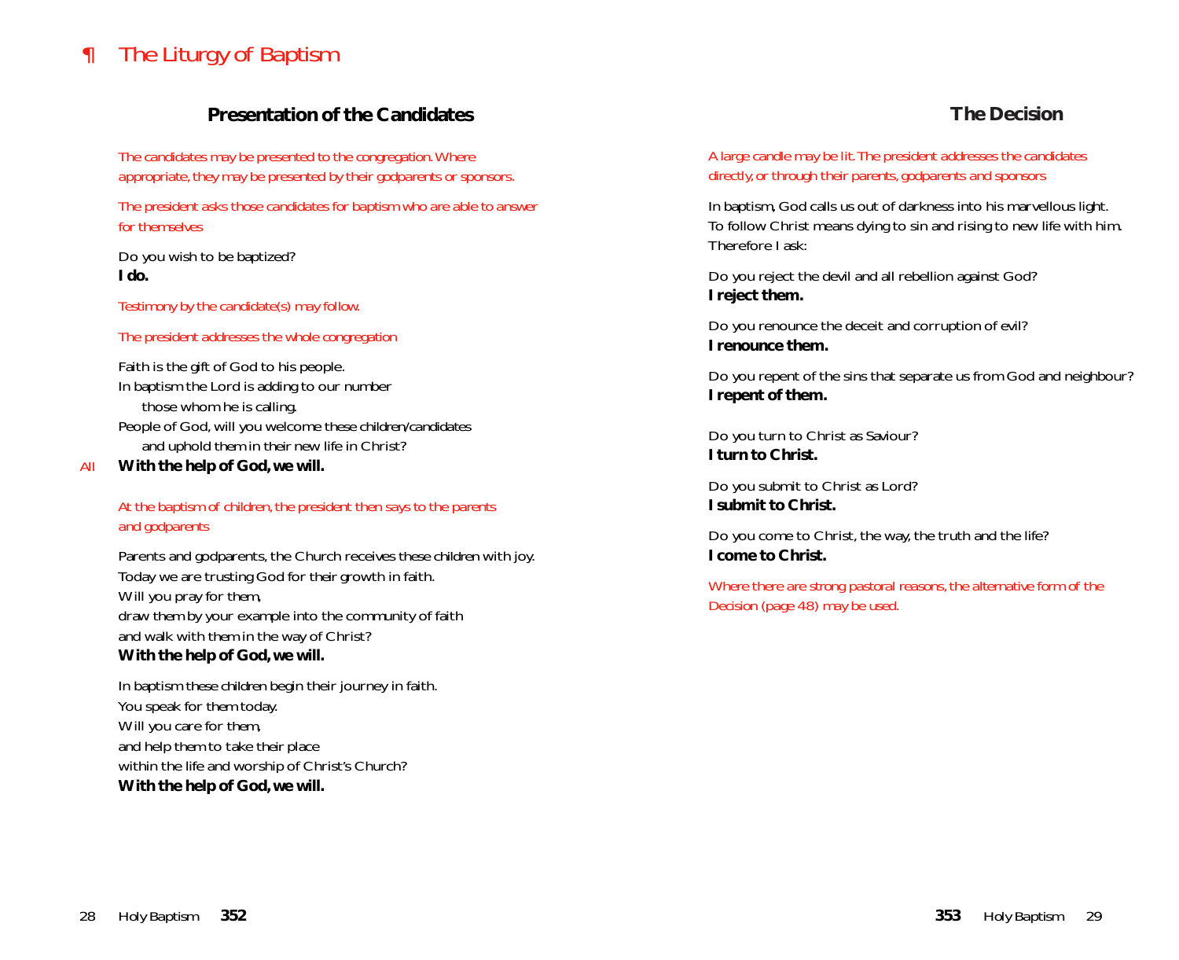# ¶ The Liturgy of Baptism

## Presentation of the Candidates

*The candidates may be presented to the congregation. Where appropriate, they may be presented by their godparents or sponsors.*

*The president asks those candidates for baptism who are able to answer for themselves*

Do you wish to be baptized?
**I do.**

*Testimony by the candidate(s) may follow.*

*The president addresses the whole congregation*

Faith is the gift of God to his people.
In baptism the Lord is adding to our number
  those whom he is calling.
People of God, will you welcome these children/candidates
  and uphold them in their new life in Christ?

*All* **With the help of God, we will.**

*At the baptism of children, the president then says to the parents and godparents*

Parents and godparents, the Church receives these children with joy.
Today we are trusting God for their growth in faith.
Will you pray for them,
draw them by your example into the community of faith
and walk with them in the way of Christ?
**With the help of God, we will.**

In baptism these children begin their journey in faith.
You speak for them today.
Will you care for them,
and help them to take their place
within the life and worship of Christ's Church?
**With the help of God, we will.**

## The Decision

*A large candle may be lit. The president addresses the candidates directly, or through their parents, godparents and sponsors*

In baptism, God calls us out of darkness into his marvellous light.
To follow Christ means dying to sin and rising to new life with him.
Therefore I ask:

Do you reject the devil and all rebellion against God?
**I reject them.**

Do you renounce the deceit and corruption of evil?
**I renounce them.**

Do you repent of the sins that separate us from God and neighbour?
**I repent of them.**

Do you turn to Christ as Saviour?
**I turn to Christ.**

Do you submit to Christ as Lord?
**I submit to Christ.**

Do you come to Christ, the way, the truth and the life?
**I come to Christ.**

*Where there are strong pastoral reasons, the alternative form of the Decision (page 48) may be used.*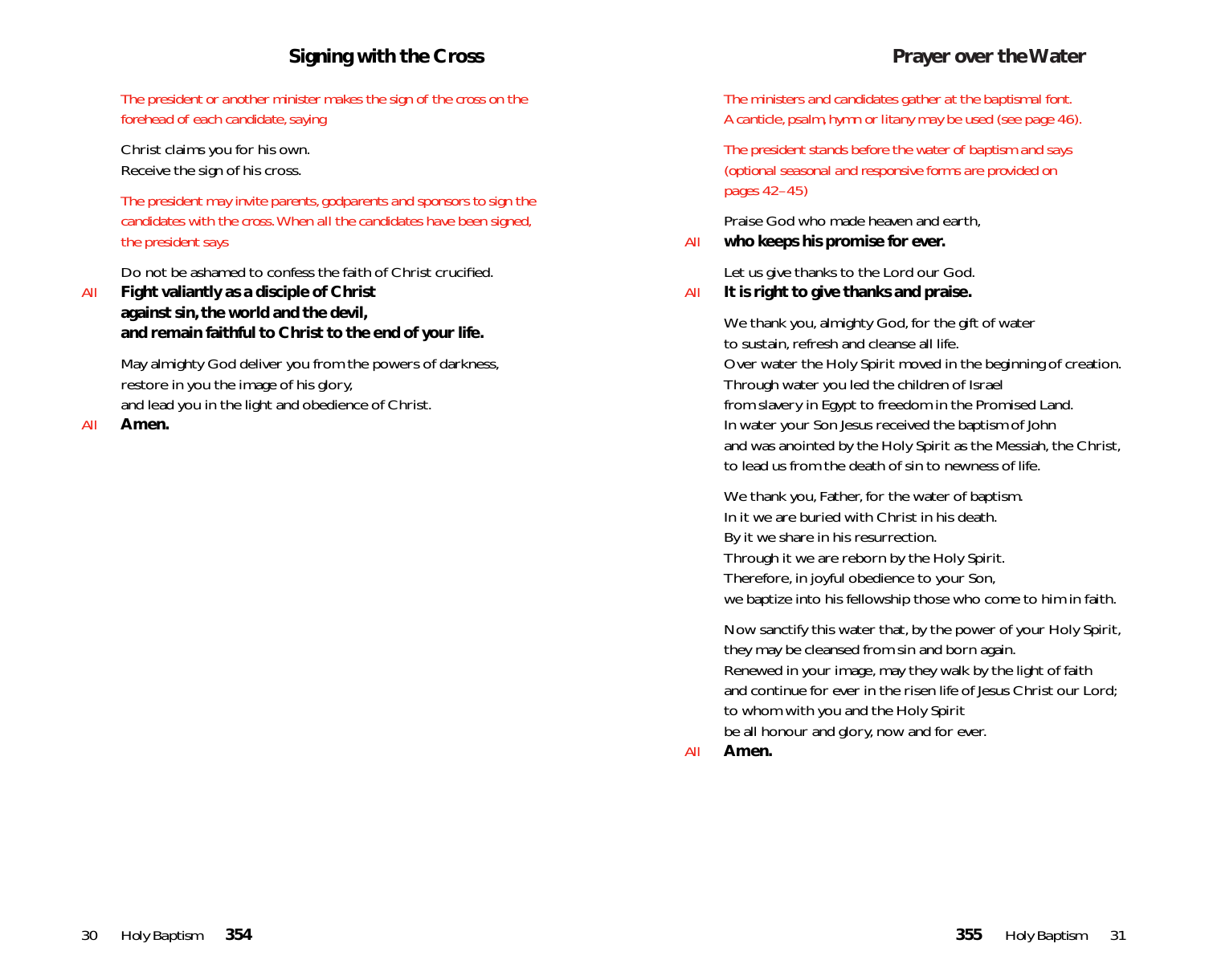## Signing with the Cross

*The president or another minister makes the sign of the cross on the forehead of each candidate, saying*

Christ claims you for his own.
Receive the sign of his cross.

*The president may invite parents, godparents and sponsors to sign the candidates with the cross. When all the candidates have been signed, the president says*

Do not be ashamed to confess the faith of Christ crucified.

*All* **Fight valiantly as a disciple of Christ**
**against sin, the world and the devil,**
**and remain faithful to Christ to the end of your life.**

May almighty God deliver you from the powers of darkness,
restore in you the image of his glory,
and lead you in the light and obedience of Christ.

*All* **Amen.**

## Prayer over the Water

*The ministers and candidates gather at the baptismal font.*
*A canticle, psalm, hymn or litany may be used (see page 46).*

*The president stands before the water of baptism and says (optional seasonal and responsive forms are provided on pages 42–45)*

Praise God who made heaven and earth,

*All* **who keeps his promise for ever.**

Let us give thanks to the Lord our God.

*All* **It is right to give thanks and praise.**

We thank you, almighty God, for the gift of water
to sustain, refresh and cleanse all life.
Over water the Holy Spirit moved in the beginning of creation.
Through water you led the children of Israel
from slavery in Egypt to freedom in the Promised Land.
In water your Son Jesus received the baptism of John
and was anointed by the Holy Spirit as the Messiah, the Christ,
to lead us from the death of sin to newness of life.

We thank you, Father, for the water of baptism.
In it we are buried with Christ in his death.
By it we share in his resurrection.
Through it we are reborn by the Holy Spirit.
Therefore, in joyful obedience to your Son,
we baptize into his fellowship those who come to him in faith.

Now sanctify this water that, by the power of your Holy Spirit,
they may be cleansed from sin and born again.
Renewed in your image, may they walk by the light of faith
and continue for ever in the risen life of Jesus Christ our Lord;
to whom with you and the Holy Spirit
be all honour and glory, now and for ever.

*All* **Amen.**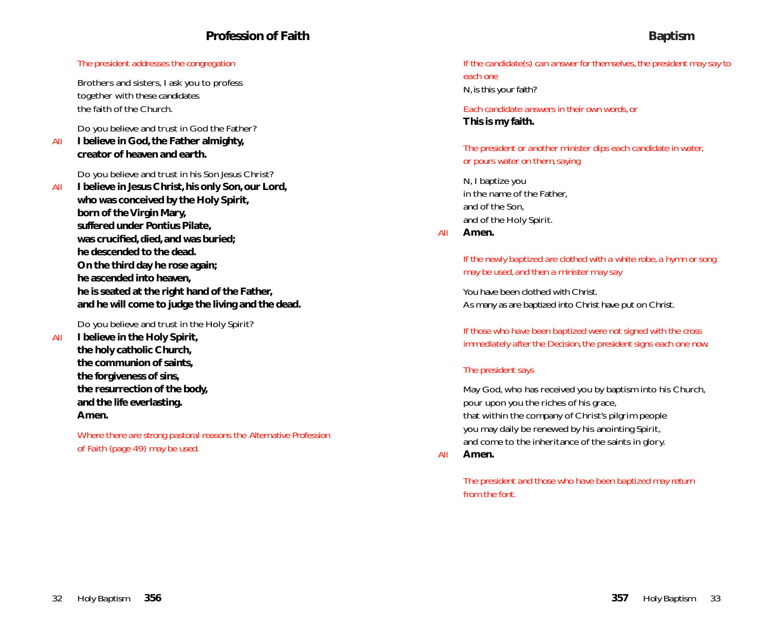## Profession of Faith

*The president addresses the congregation*

Brothers and sisters, I ask you to profess
together with these candidates
the faith of the Church.

Do you believe and trust in God the Father?

*All* **I believe in God, the Father almighty,**
**creator of heaven and earth.**

Do you believe and trust in his Son Jesus Christ?

*All* **I believe in Jesus Christ, his only Son, our Lord,**
**who was conceived by the Holy Spirit,**
**born of the Virgin Mary,**
**suffered under Pontius Pilate,**
**was crucified, died, and was buried;**
**he descended to the dead.**
**On the third day he rose again;**
**he ascended into heaven,**
**he is seated at the right hand of the Father,**
**and he will come to judge the living and the dead.**

Do you believe and trust in the Holy Spirit?

*All* **I believe in the Holy Spirit,**
**the holy catholic Church,**
**the communion of saints,**
**the forgiveness of sins,**
**the resurrection of the body,**
**and the life everlasting.**
**Amen.**

*Where there are strong pastoral reasons the Alternative Profession of Faith (page 49) may be used.*

## Baptism

*If the candidate(s) can answer for themselves, the president may say to each one*

N, is this your faith?

*Each candidate answers in their own words, or*

**This is my faith.**

*The president or another minister dips each candidate in water, or pours water on them, saying*

N, I baptize you
in the name of the Father,
and of the Son,
and of the Holy Spirit.

*All* **Amen.**

*If the newly baptized are clothed with a white robe, a hymn or song may be used, and then a minister may say*

You have been clothed with Christ.
As many as are baptized into Christ have put on Christ.

*If those who have been baptized were not signed with the cross immediately after the Decision, the president signs each one now.*

*The president says*

May God, who has received you by baptism into his Church,
pour upon you the riches of his grace,
that within the company of Christ's pilgrim people
you may daily be renewed by his anointing Spirit,
and come to the inheritance of the saints in glory.

*All* **Amen.**

*The president and those who have been baptized may return from the font.*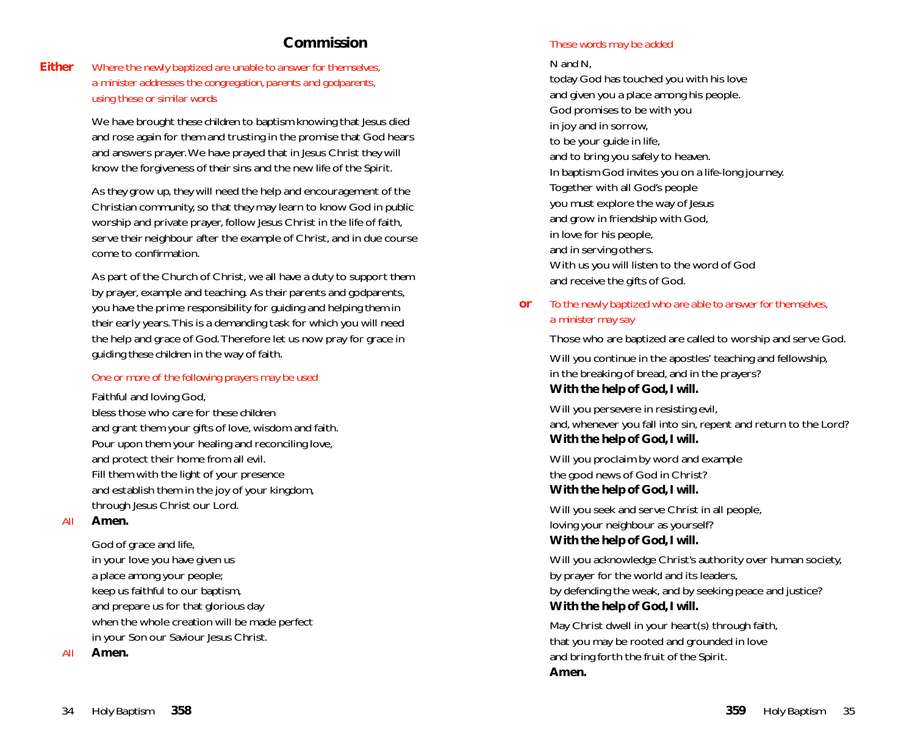## Commission

**Either** *Where the newly baptized are unable to answer for themselves, a minister addresses the congregation, parents and godparents, using these or similar words*

We have brought these children to baptism knowing that Jesus died and rose again for them and trusting in the promise that God hears and answers prayer. We have prayed that in Jesus Christ they will know the forgiveness of their sins and the new life of the Spirit.

As they grow up, they will need the help and encouragement of the Christian community, so that they may learn to know God in public worship and private prayer, follow Jesus Christ in the life of faith, serve their neighbour after the example of Christ, and in due course come to confirmation.

As part of the Church of Christ, we all have a duty to support them by prayer, example and teaching. As their parents and godparents, you have the prime responsibility for guiding and helping them in their early years. This is a demanding task for which you will need the help and grace of God. Therefore let us now pray for grace in guiding these children in the way of faith.

*One or more of the following prayers may be used*

Faithful and loving God,
bless those who care for these children
and grant them your gifts of love, wisdom and faith.
Pour upon them your healing and reconciling love,
and protect their home from all evil.
Fill them with the light of your presence
and establish them in the joy of your kingdom,
through Jesus Christ our Lord.

*All* **Amen.**

God of grace and life,
in your love you have given us
a place among your people;
keep us faithful to our baptism,
and prepare us for that glorious day
when the whole creation will be made perfect
in your Son our Saviour Jesus Christ.

*All* **Amen.**

*These words may be added*

N and N,
today God has touched you with his love
and given you a place among his people.
God promises to be with you
in joy and in sorrow,
to be your guide in life,
and to bring you safely to heaven.
In baptism God invites you on a life-long journey.
Together with all God's people
you must explore the way of Jesus
and grow in friendship with God,
in love for his people,
and in serving others.
With us you will listen to the word of God
and receive the gifts of God.

**or** *To the newly baptized who are able to answer for themselves, a minister may say*

Those who are baptized are called to worship and serve God.

Will you continue in the apostles' teaching and fellowship,
in the breaking of bread, and in the prayers?
**With the help of God, I will.**

Will you persevere in resisting evil,
and, whenever you fall into sin, repent and return to the Lord?
**With the help of God, I will.**

Will you proclaim by word and example
the good news of God in Christ?
**With the help of God, I will.**

Will you seek and serve Christ in all people,
loving your neighbour as yourself?
**With the help of God, I will.**

Will you acknowledge Christ's authority over human society,
by prayer for the world and its leaders,
by defending the weak, and by seeking peace and justice?
**With the help of God, I will.**

May Christ dwell in your heart(s) through faith,
that you may be rooted and grounded in love
and bring forth the fruit of the Spirit.
**Amen.**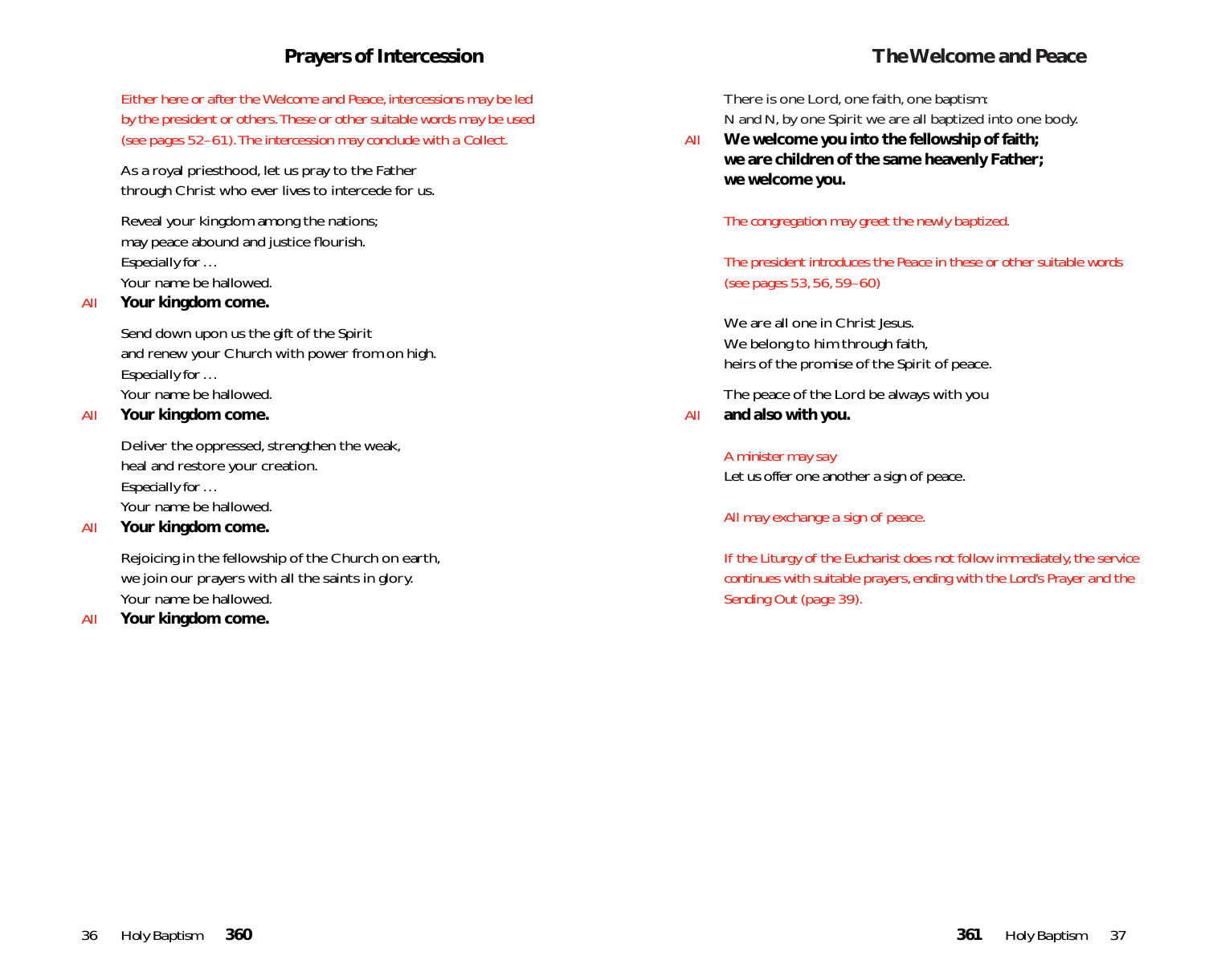## Prayers of Intercession

*Either here or after the Welcome and Peace, intercessions may be led by the president or others. These or other suitable words may be used (see pages 52–61). The intercession may conclude with a Collect.*

As a royal priesthood, let us pray to the Father
through Christ who ever lives to intercede for us.

Reveal your kingdom among the nations;
may peace abound and justice flourish.
*Especially for . . .*
Your name be hallowed.

*All* **Your kingdom come.**

Send down upon us the gift of the Spirit
and renew your Church with power from on high.
*Especially for . . .*
Your name be hallowed.

*All* **Your kingdom come.**

Deliver the oppressed, strengthen the weak,
heal and restore your creation.
*Especially for . . .*
Your name be hallowed.

*All* **Your kingdom come.**

Rejoicing in the fellowship of the Church on earth,
we join our prayers with all the saints in glory.
Your name be hallowed.

*All* **Your kingdom come.**

## The Welcome and Peace

There is one Lord, one faith, one baptism:
*N* and *N*, by one Spirit we are all baptized into one body.

*All* **We welcome you into the fellowship of faith;
we are children of the same heavenly Father;
we welcome you.**

*The congregation may greet the newly baptized.*

*The president introduces the Peace in these or other suitable words (see pages 53, 56, 59–60)*

We are all one in Christ Jesus.
We belong to him through faith,
heirs of the promise of the Spirit of peace.

The peace of the Lord be always with you

*All* **and also with you.**

*A minister may say*
Let us offer one another a sign of peace.

*All may exchange a sign of peace.*

*If the Liturgy of the Eucharist does not follow immediately, the service continues with suitable prayers, ending with the Lord's Prayer and the Sending Out (page 39).*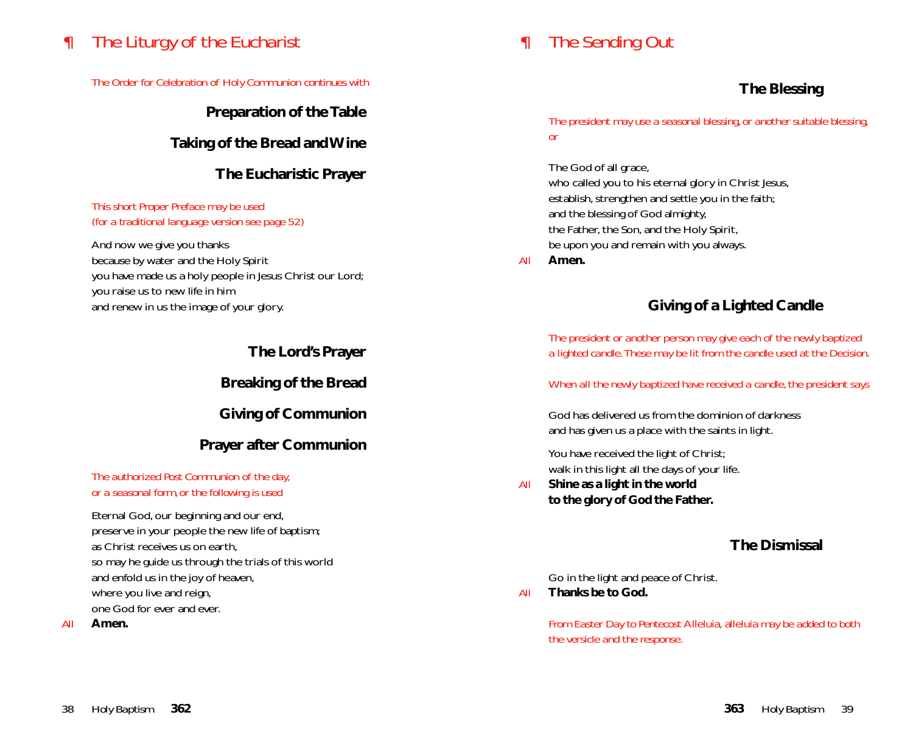# ¶ The Liturgy of the Eucharist

*The Order for Celebration of Holy Communion continues with*

### Preparation of the Table

### Taking of the Bread and Wine

### The Eucharistic Prayer

*This short Proper Preface may be used*
*(for a traditional language version see page 52)*

And now we give you thanks
because by water and the Holy Spirit
you have made us a holy people in Jesus Christ our Lord;
you raise us to new life in him
and renew in us the image of your glory.

### The Lord's Prayer

### Breaking of the Bread

### Giving of Communion

### Prayer after Communion

*The authorized Post Communion of the day,*
*or a seasonal form, or the following is used*

Eternal God, our beginning and our end,
preserve in your people the new life of baptism;
as Christ receives us on earth,
so may he guide us through the trials of this world
and enfold us in the joy of heaven,
where you live and reign,
one God for ever and ever.

*All* **Amen.**

# ¶ The Sending Out

### The Blessing

*The president may use a seasonal blessing, or another suitable blessing, or*

The God of all grace,
who called you to his eternal glory in Christ Jesus,
establish, strengthen and settle you in the faith;
and the blessing of God almighty,
the Father, the Son, and the Holy Spirit,
be upon you and remain with you always.

*All* **Amen.**

### Giving of a Lighted Candle

*The president or another person may give each of the newly baptized a lighted candle. These may be lit from the candle used at the Decision.*

*When all the newly baptized have received a candle, the president says*

God has delivered us from the dominion of darkness
and has given us a place with the saints in light.

You have received the light of Christ;
walk in this light all the days of your life.

*All* **Shine as a light in the world**
**to the glory of God the Father.**

### The Dismissal

Go in the light and peace of Christ.

*All* **Thanks be to God.**

*From Easter Day to Pentecost Alleluia, alleluia may be added to both the versicle and the response.*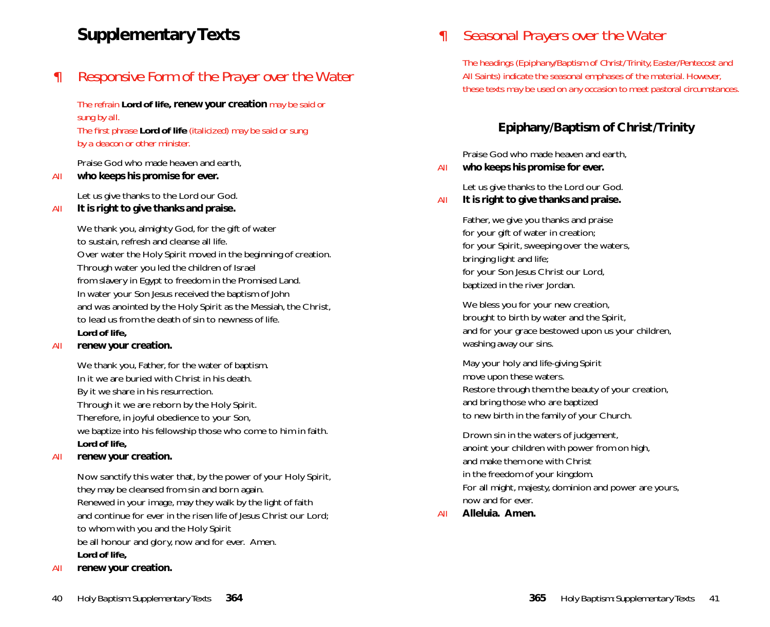# Supplementary Texts

## ¶ Responsive Form of the Prayer over the Water

*The refrain* **Lord of life, renew your creation** *may be said or sung by all.*
*The first phrase* **Lord of life** *(italicized) may be said or sung by a deacon or other minister.*

Praise God who made heaven and earth,
*All* **who keeps his promise for ever.**

Let us give thanks to the Lord our God.
*All* **It is right to give thanks and praise.**

We thank you, almighty God, for the gift of water
to sustain, refresh and cleanse all life.
Over water the Holy Spirit moved in the beginning of creation.
Through water you led the children of Israel
from slavery in Egypt to freedom in the Promised Land.
In water your Son Jesus received the baptism of John
and was anointed by the Holy Spirit as the Messiah, the Christ,
to lead us from the death of sin to newness of life.
**Lord of life,**
*All* **renew your creation.**

We thank you, Father, for the water of baptism.
In it we are buried with Christ in his death.
By it we share in his resurrection.
Through it we are reborn by the Holy Spirit.
Therefore, in joyful obedience to your Son,
we baptize into his fellowship those who come to him in faith.
**Lord of life,**
*All* **renew your creation.**

Now sanctify this water that, by the power of your Holy Spirit,
they may be cleansed from sin and born again.
Renewed in your image, may they walk by the light of faith
and continue for ever in the risen life of Jesus Christ our Lord;
to whom with you and the Holy Spirit
be all honour and glory, now and for ever. Amen.
**Lord of life,**
*All* **renew your creation.**

## ¶ Seasonal Prayers over the Water

*The headings (Epiphany/Baptism of Christ/Trinity, Easter/Pentecost and All Saints) indicate the seasonal emphases of the material. However, these texts may be used on any occasion to meet pastoral circumstances.*

### Epiphany/Baptism of Christ/Trinity

Praise God who made heaven and earth,
*All* **who keeps his promise for ever.**

Let us give thanks to the Lord our God.
*All* **It is right to give thanks and praise.**

Father, we give you thanks and praise
for your gift of water in creation;
for your Spirit, sweeping over the waters,
bringing light and life;
for your Son Jesus Christ our Lord,
baptized in the river Jordan.

We bless you for your new creation,
brought to birth by water and the Spirit,
and for your grace bestowed upon us your children,
washing away our sins.

May your holy and life-giving Spirit
move upon these waters.
Restore through them the beauty of your creation,
and bring those who are baptized
to new birth in the family of your Church.

Drown sin in the waters of judgement,
anoint your children with power from on high,
and make them one with Christ
in the freedom of your kingdom.
For all might, majesty, dominion and power are yours,
now and for ever.
*All* **Alleluia. Amen.**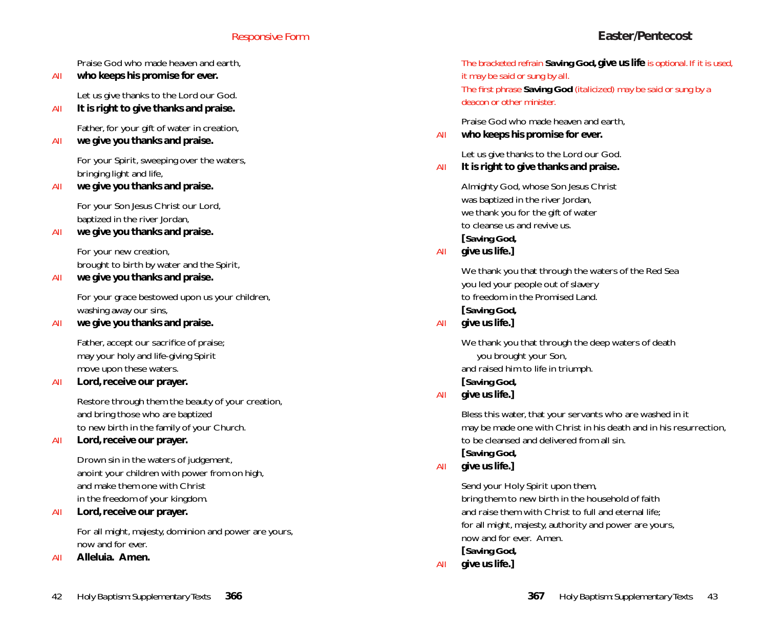## Responsive Form

Praise God who made heaven and earth,

All **who keeps his promise for ever.**

Let us give thanks to the Lord our God.

All **It is right to give thanks and praise.**

Father, for your gift of water in creation,

All **we give you thanks and praise.**

For your Spirit, sweeping over the waters,
bringing light and life,

All **we give you thanks and praise.**

For your Son Jesus Christ our Lord,
baptized in the river Jordan,

All **we give you thanks and praise.**

For your new creation,
brought to birth by water and the Spirit,

All **we give you thanks and praise.**

For your grace bestowed upon us your children,
washing away our sins,

All **we give you thanks and praise.**

Father, accept our sacrifice of praise;
may your holy and life-giving Spirit
move upon these waters.

All **Lord, receive our prayer.**

Restore through them the beauty of your creation,
and bring those who are baptized
to new birth in the family of your Church.

All **Lord, receive our prayer.**

Drown sin in the waters of judgement,
anoint your children with power from on high,
and make them one with Christ
in the freedom of your kingdom.

All **Lord, receive our prayer.**

For all might, majesty, dominion and power are yours,
now and for ever.

All **Alleluia. Amen.**

## Easter/Pentecost

The bracketed refrain **Saving God, give us life** is optional. If it is used, it may be said or sung by all.
The first phrase **Saving God** (italicized) may be said or sung by a deacon or other minister.

Praise God who made heaven and earth,

All **who keeps his promise for ever.**

Let us give thanks to the Lord our God.

All **It is right to give thanks and praise.**

Almighty God, whose Son Jesus Christ
was baptized in the river Jordan,
we thank you for the gift of water
to cleanse us and revive us.
[***Saving God,***

All **give us life.]**

We thank you that through the waters of the Red Sea
you led your people out of slavery
to freedom in the Promised Land.
[***Saving God,***

All **give us life.]**

We thank you that through the deep waters of death
you brought your Son,
and raised him to life in triumph.
[***Saving God,***

All **give us life.]**

Bless this water, that your servants who are washed in it
may be made one with Christ in his death and in his resurrection,
to be cleansed and delivered from all sin.
[***Saving God,***

All **give us life.]**

Send your Holy Spirit upon them,
bring them to new birth in the household of faith
and raise them with Christ to full and eternal life;
for all might, majesty, authority and power are yours,
now and for ever. Amen.
[***Saving God,***

All **give us life.]**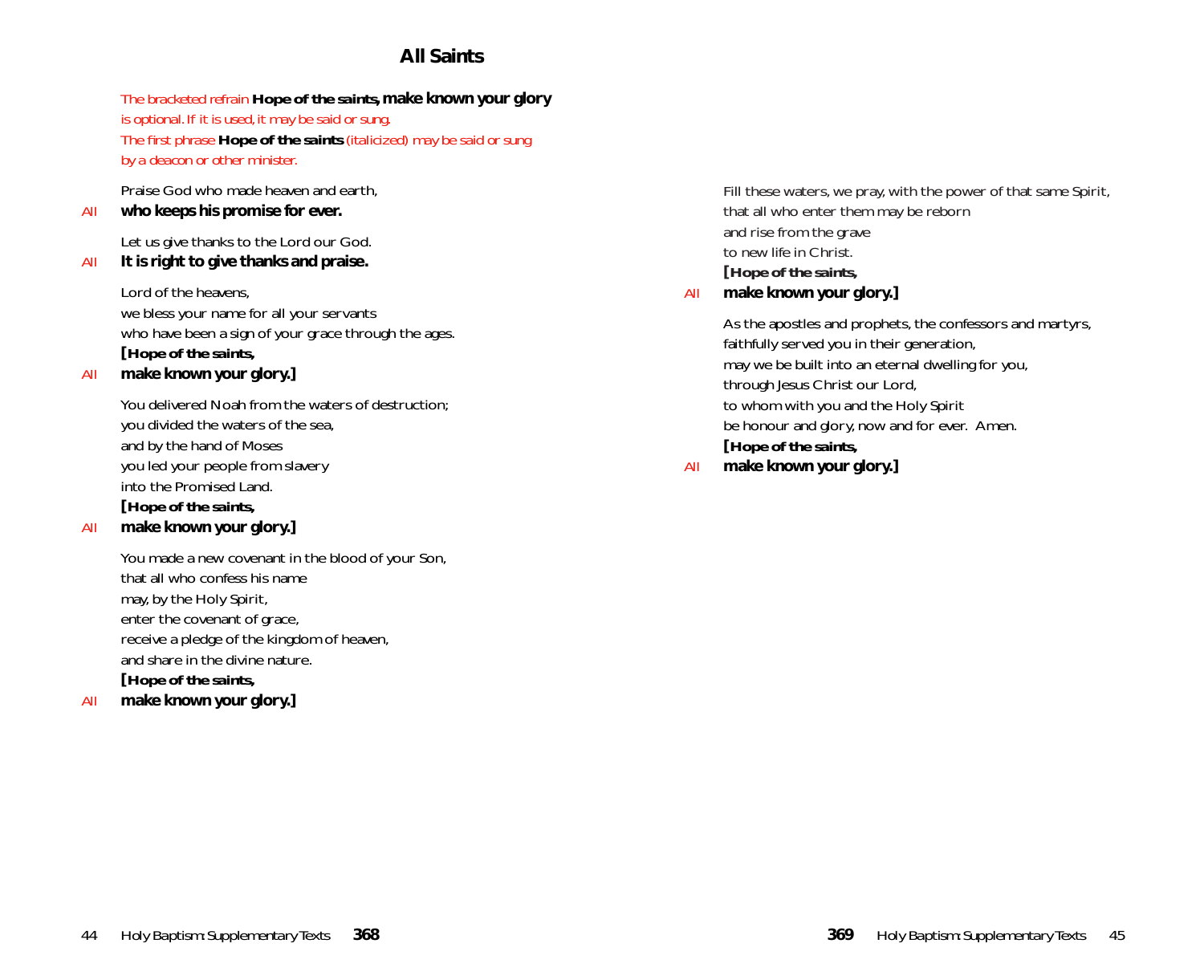# All Saints

*The bracketed refrain* **Hope of the saints, make known your glory** *is optional. If it is used, it may be said or sung. The first phrase* **Hope of the saints** *(italicized) may be said or sung by a deacon or other minister.*

Praise God who made heaven and earth,

*All* **who keeps his promise for ever.**

Let us give thanks to the Lord our God.

*All* **It is right to give thanks and praise.**

Lord of the heavens,
we bless your name for all your servants
who have been a sign of your grace through the ages.
**[*Hope of the saints,***

*All* **make known your glory.]**

You delivered Noah from the waters of destruction;
you divided the waters of the sea,
and by the hand of Moses
you led your people from slavery
into the Promised Land.
**[*Hope of the saints,***

*All* **make known your glory.]**

You made a new covenant in the blood of your Son,
that all who confess his name
may, by the Holy Spirit,
enter the covenant of grace,
receive a pledge of the kingdom of heaven,
and share in the divine nature.
**[*Hope of the saints,***

*All* **make known your glory.]**

Fill these waters, we pray, with the power of that same Spirit,
that all who enter them may be reborn
and rise from the grave
to new life in Christ.
**[*Hope of the saints,***

*All* **make known your glory.]**

As the apostles and prophets, the confessors and martyrs,
faithfully served you in their generation,
may we be built into an eternal dwelling for you,
through Jesus Christ our Lord,
to whom with you and the Holy Spirit
be honour and glory, now and for ever. Amen.
**[*Hope of the saints,***

*All* **make known your glory.]**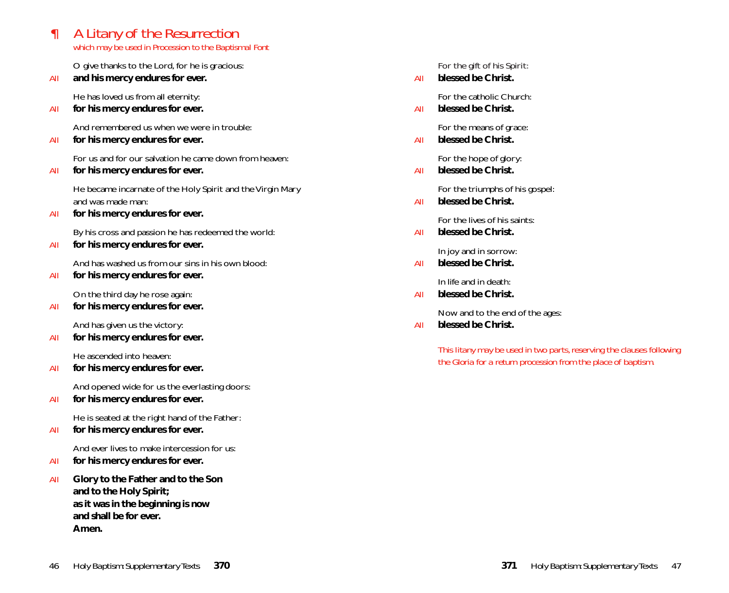## ¶ A Litany of the Resurrection

*which may be used in Procession to the Baptismal Font*

O give thanks to the Lord, for he is gracious:
*All* **and his mercy endures for ever.**

He has loved us from all eternity:
*All* **for his mercy endures for ever.**

And remembered us when we were in trouble:
*All* **for his mercy endures for ever.**

For us and for our salvation he came down from heaven:
*All* **for his mercy endures for ever.**

He became incarnate of the Holy Spirit and the Virgin Mary
and was made man:
*All* **for his mercy endures for ever.**

By his cross and passion he has redeemed the world:
*All* **for his mercy endures for ever.**

And has washed us from our sins in his own blood:
*All* **for his mercy endures for ever.**

On the third day he rose again:
*All* **for his mercy endures for ever.**

And has given us the victory:
*All* **for his mercy endures for ever.**

He ascended into heaven:
*All* **for his mercy endures for ever.**

And opened wide for us the everlasting doors:
*All* **for his mercy endures for ever.**

He is seated at the right hand of the Father:
*All* **for his mercy endures for ever.**

And ever lives to make intercession for us:
*All* **for his mercy endures for ever.**

*All* **Glory to the Father and to the Son**
**and to the Holy Spirit;**
**as it was in the beginning is now**
**and shall be for ever.**
**Amen.**

For the gift of his Spirit:
*All* **blessed be Christ.**

For the catholic Church:
*All* **blessed be Christ.**

For the means of grace:
*All* **blessed be Christ.**

For the hope of glory:
*All* **blessed be Christ.**

For the triumphs of his gospel:
*All* **blessed be Christ.**

For the lives of his saints:
*All* **blessed be Christ.**

In joy and in sorrow:
*All* **blessed be Christ.**

In life and in death:
*All* **blessed be Christ.**

Now and to the end of the ages:
*All* **blessed be Christ.**

*This litany may be used in two parts, reserving the clauses following the Gloria for a return procession from the place of baptism.*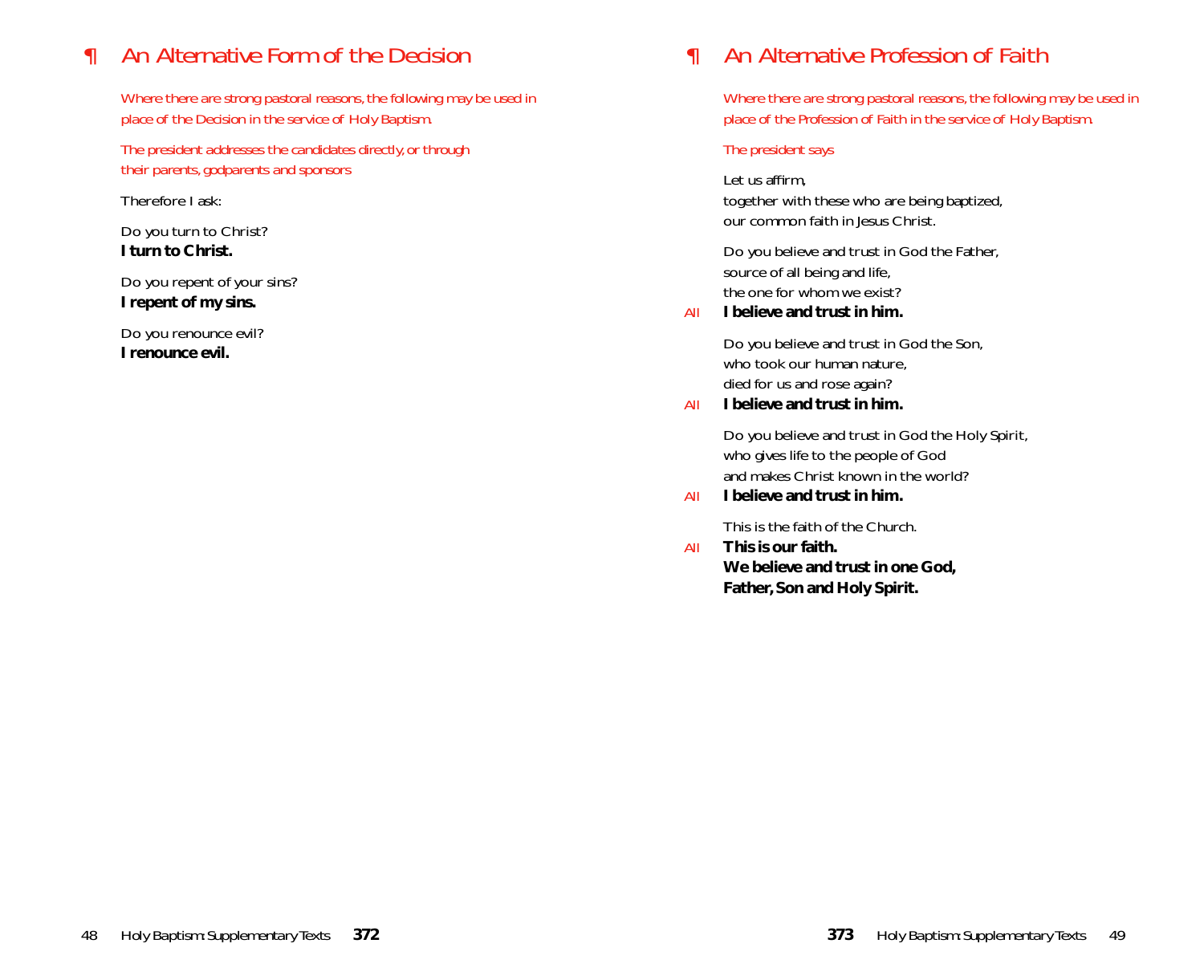## ¶ An Alternative Form of the Decision

*Where there are strong pastoral reasons, the following may be used in place of the Decision in the service of Holy Baptism.*

*The president addresses the candidates directly, or through their parents, godparents and sponsors*

Therefore I ask:

Do you turn to Christ?
**I turn to Christ.**

Do you repent of your sins?
**I repent of my sins.**

Do you renounce evil?
**I renounce evil.**

## ¶ An Alternative Profession of Faith

*Where there are strong pastoral reasons, the following may be used in place of the Profession of Faith in the service of Holy Baptism.*

*The president says*

Let us affirm,
together with these who are being baptized,
our common faith in Jesus Christ.

Do you believe and trust in God the Father,
source of all being and life,
the one for whom we exist?

*All* **I believe and trust in him.**

Do you believe and trust in God the Son,
who took our human nature,
died for us and rose again?

*All* **I believe and trust in him.**

Do you believe and trust in God the Holy Spirit,
who gives life to the people of God
and makes Christ known in the world?

*All* **I believe and trust in him.**

This is the faith of the Church.

*All* **This is our faith.**
**We believe and trust in one God,**
**Father, Son and Holy Spirit.**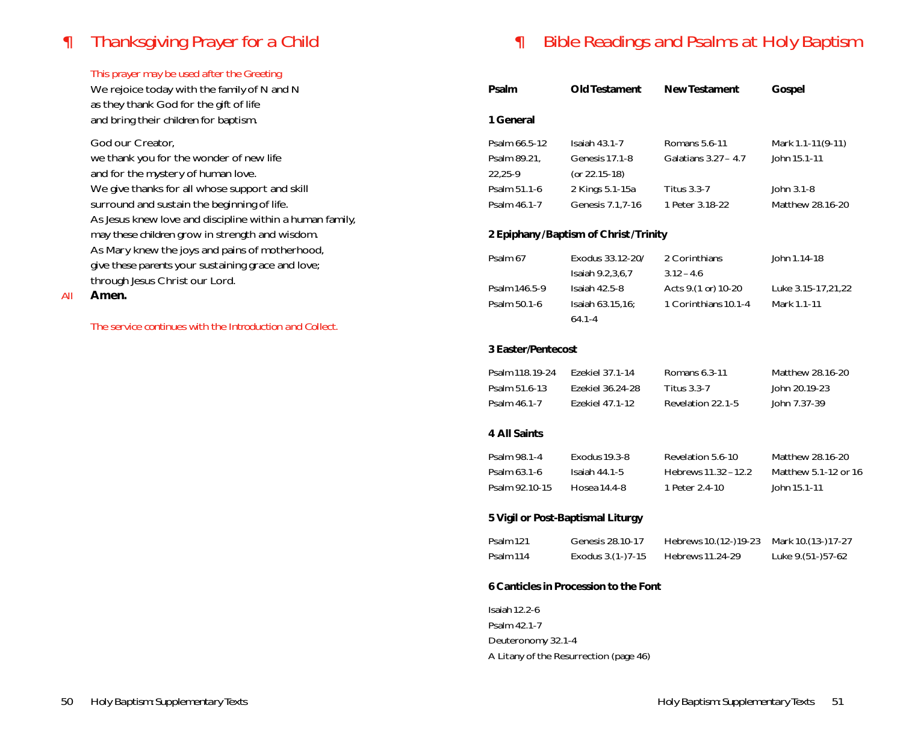## ¶ Thanksgiving Prayer for a Child

*This prayer may be used after the Greeting*

We rejoice today with the family of N and N
as they thank God for the gift of life
and bring their children for baptism.

God our Creator,
we thank you for the wonder of new life
and for the mystery of human love.
We give thanks for all whose support and skill
surround and sustain the beginning of life.
As Jesus knew love and discipline within a human family,
may these children grow in strength and wisdom.
As Mary knew the joys and pains of motherhood,
give these parents your sustaining grace and love;
through Jesus Christ our Lord.

*All* **Amen.**

*The service continues with the Introduction and Collect.*

## ¶ Bible Readings and Psalms at Holy Baptism

| Psalm | Old Testament | New Testament | Gospel |
|---|---|---|---|
| **1 General** | | | |
| Psalm 66.5-12 | Isaiah 43.1-7 | Romans 5.6-11 | Mark 1.1-11(9-11) |
| Psalm 89.21, 22,25-9 | Genesis 17.1-8 (or 22.15-18) | Galatians 3.27 – 4.7 | John 15.1-11 |
| Psalm 51.1-6 | 2 Kings 5.1-15a | Titus 3.3-7 | John 3.1-8 |
| Psalm 46.1-7 | Genesis 7.1,7-16 | 1 Peter 3.18-22 | Matthew 28.16-20 |
| **2 Epiphany/Baptism of Christ/Trinity** | | | |
| Psalm 67 | Exodus 33.12-20/ Isaiah 9.2,3,6,7 | 2 Corinthians 3.12 – 4.6 | John 1.14-18 |
| Psalm 146.5-9 | Isaiah 42.5-8 | Acts 9.(1 or) 10-20 | Luke 3.15-17,21,22 |
| Psalm 50.1-6 | Isaiah 63.15,16; 64.1-4 | 1 Corinthians 10.1-4 | Mark 1.1-11 |
| **3 Easter/Pentecost** | | | |
| Psalm 118.19-24 | Ezekiel 37.1-14 | Romans 6.3-11 | Matthew 28.16-20 |
| Psalm 51.6-13 | Ezekiel 36.24-28 | Titus 3.3-7 | John 20.19-23 |
| Psalm 46.1-7 | Ezekiel 47.1-12 | Revelation 22.1-5 | John 7.37-39 |
| **4 All Saints** | | | |
| Psalm 98.1-4 | Exodus 19.3-8 | Revelation 5.6-10 | Matthew 28.16-20 |
| Psalm 63.1-6 | Isaiah 44.1-5 | Hebrews 11.32 – 12.2 | Matthew 5.1-12 or 16 |
| Psalm 92.10-15 | Hosea 14.4-8 | 1 Peter 2.4-10 | John 15.1-11 |
| **5 Vigil or Post-Baptismal Liturgy** | | | |
| Psalm 121 | Genesis 28.10-17 | Hebrews 10.(12-)19-23 | Mark 10.(13-)17-27 |
| Psalm 114 | Exodus 3.(1-)7-15 | Hebrews 11.24-29 | Luke 9.(51-)57-62 |

**6 Canticles in Procession to the Font**

Isaiah 12.2-6
Psalm 42.1-7
Deuteronomy 32.1-4
A Litany of the Resurrection (page 46)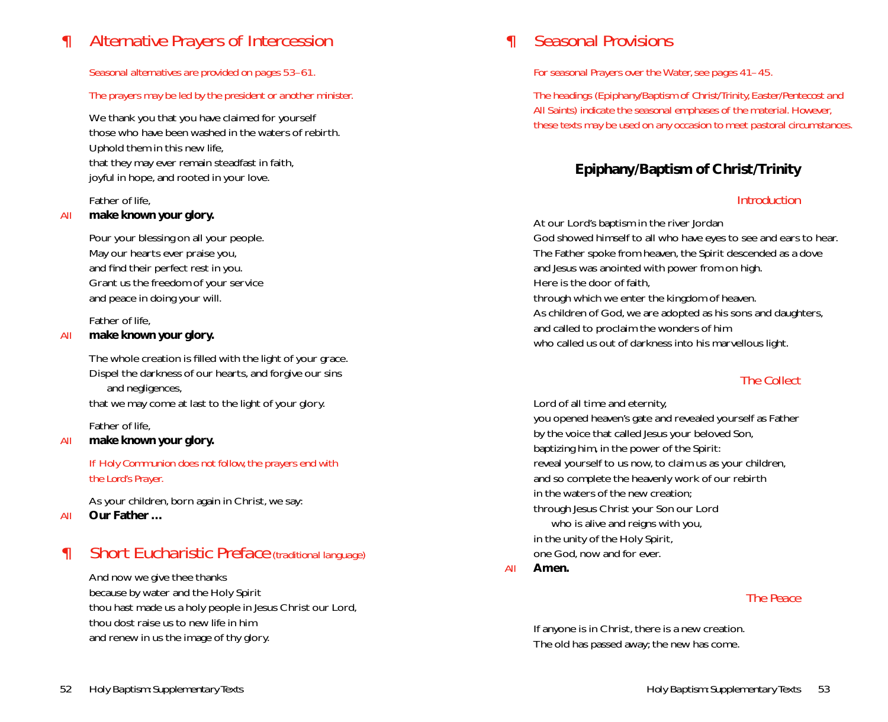## ¶ Alternative Prayers of Intercession

*Seasonal alternatives are provided on pages 53–61.*

*The prayers may be led by the president or another minister.*

We thank you that you have claimed for yourself
those who have been washed in the waters of rebirth.
Uphold them in this new life,
that they may ever remain steadfast in faith,
joyful in hope, and rooted in your love.

Father of life,
*All* **make known your glory.**

Pour your blessing on all your people.
May our hearts ever praise you,
and find their perfect rest in you.
Grant us the freedom of your service
and peace in doing your will.

Father of life,
*All* **make known your glory.**

The whole creation is filled with the light of your grace.
Dispel the darkness of our hearts, and forgive our sins
and negligences,
that we may come at last to the light of your glory.

Father of life,
*All* **make known your glory.**

*If Holy Communion does not follow, the prayers end with the Lord's Prayer.*

As your children, born again in Christ, we say:
*All* **Our Father …**

## ¶ Short Eucharistic Preface *(traditional language)*

And now we give thee thanks
because by water and the Holy Spirit
thou hast made us a holy people in Jesus Christ our Lord,
thou dost raise us to new life in him
and renew in us the image of thy glory.

## ¶ Seasonal Provisions

*For seasonal Prayers over the Water, see pages 41–45.*

*The headings (Epiphany/Baptism of Christ/Trinity, Easter/Pentecost and All Saints) indicate the seasonal emphases of the material. However, these texts may be used on any occasion to meet pastoral circumstances.*

### Epiphany/Baptism of Christ/Trinity

*Introduction*

At our Lord's baptism in the river Jordan
God showed himself to all who have eyes to see and ears to hear.
The Father spoke from heaven, the Spirit descended as a dove
and Jesus was anointed with power from on high.
Here is the door of faith,
through which we enter the kingdom of heaven.
As children of God, we are adopted as his sons and daughters,
and called to proclaim the wonders of him
who called us out of darkness into his marvellous light.

*The Collect*

Lord of all time and eternity,
you opened heaven's gate and revealed yourself as Father
by the voice that called Jesus your beloved Son,
baptizing him, in the power of the Spirit:
reveal yourself to us now, to claim us as your children,
and so complete the heavenly work of our rebirth
in the waters of the new creation;
through Jesus Christ your Son our Lord
who is alive and reigns with you,
in the unity of the Holy Spirit,
one God, now and for ever.
*All* **Amen.**

*The Peace*

If anyone is in Christ, there is a new creation.
The old has passed away; the new has come.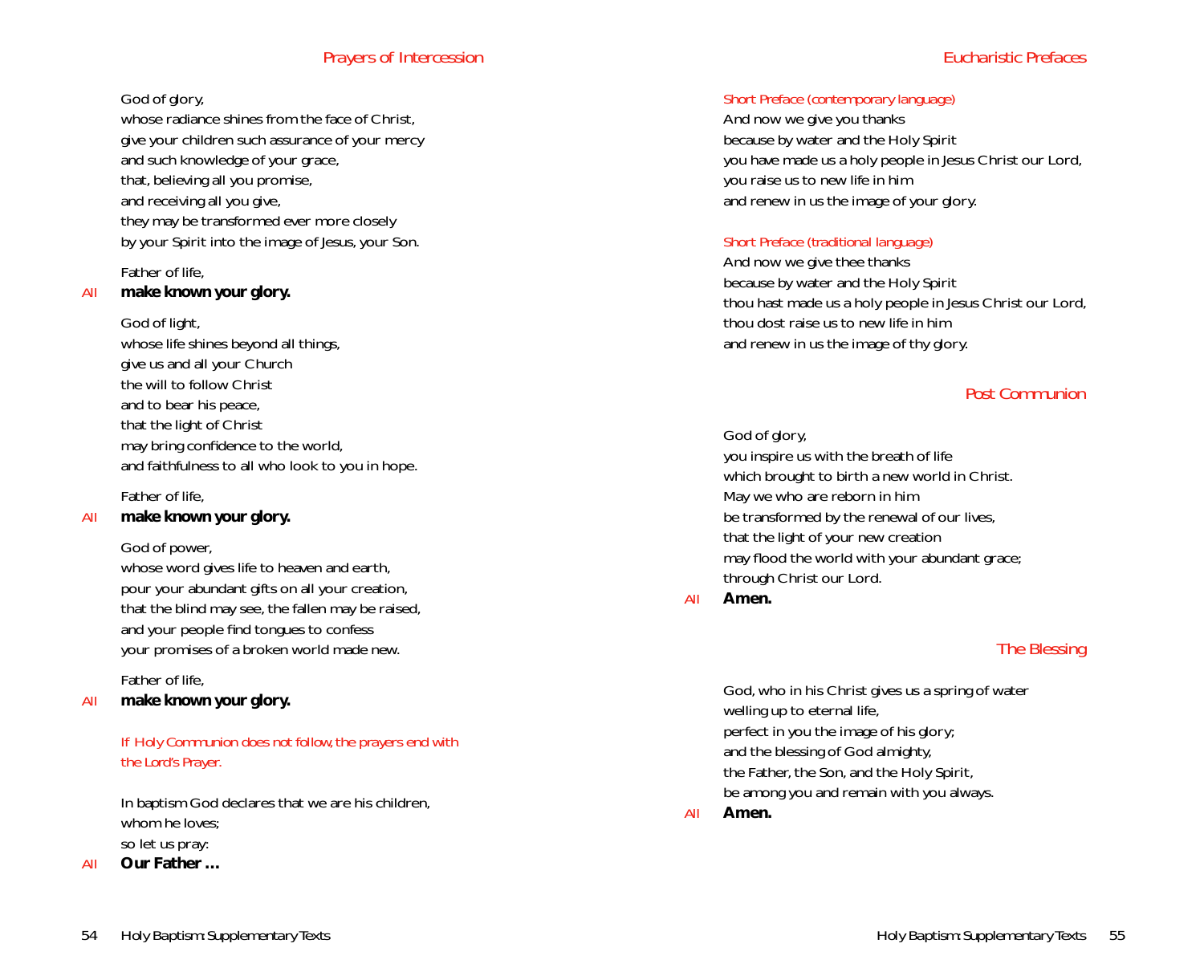## Prayers of Intercession

God of glory,
whose radiance shines from the face of Christ,
give your children such assurance of your mercy
and such knowledge of your grace,
that, believing all you promise,
and receiving all you give,
they may be transformed ever more closely
by your Spirit into the image of Jesus, your Son.

Father of life,
*All* **make known your glory.**

God of light,
whose life shines beyond all things,
give us and all your Church
the will to follow Christ
and to bear his peace,
that the light of Christ
may bring confidence to the world,
and faithfulness to all who look to you in hope.

Father of life,
*All* **make known your glory.**

God of power,
whose word gives life to heaven and earth,
pour your abundant gifts on all your creation,
that the blind may see, the fallen may be raised,
and your people find tongues to confess
your promises of a broken world made new.

Father of life,
*All* **make known your glory.**

*If Holy Communion does not follow, the prayers end with the Lord's Prayer.*

In baptism God declares that we are his children,
whom he loves;
so let us pray:
*All* **Our Father …**

## Eucharistic Prefaces

*Short Preface (contemporary language)*

And now we give you thanks
because by water and the Holy Spirit
you have made us a holy people in Jesus Christ our Lord,
you raise us to new life in him
and renew in us the image of your glory.

*Short Preface (traditional language)*

And now we give thee thanks
because by water and the Holy Spirit
thou hast made us a holy people in Jesus Christ our Lord,
thou dost raise us to new life in him
and renew in us the image of thy glory.

## Post Communion

God of glory,
you inspire us with the breath of life
which brought to birth a new world in Christ.
May we who are reborn in him
be transformed by the renewal of our lives,
that the light of your new creation
may flood the world with your abundant grace;
through Christ our Lord.
*All* **Amen.**

## The Blessing

God, who in his Christ gives us a spring of water
welling up to eternal life,
perfect in you the image of his glory;
and the blessing of God almighty,
the Father, the Son, and the Holy Spirit,
be among you and remain with you always.
*All* **Amen.**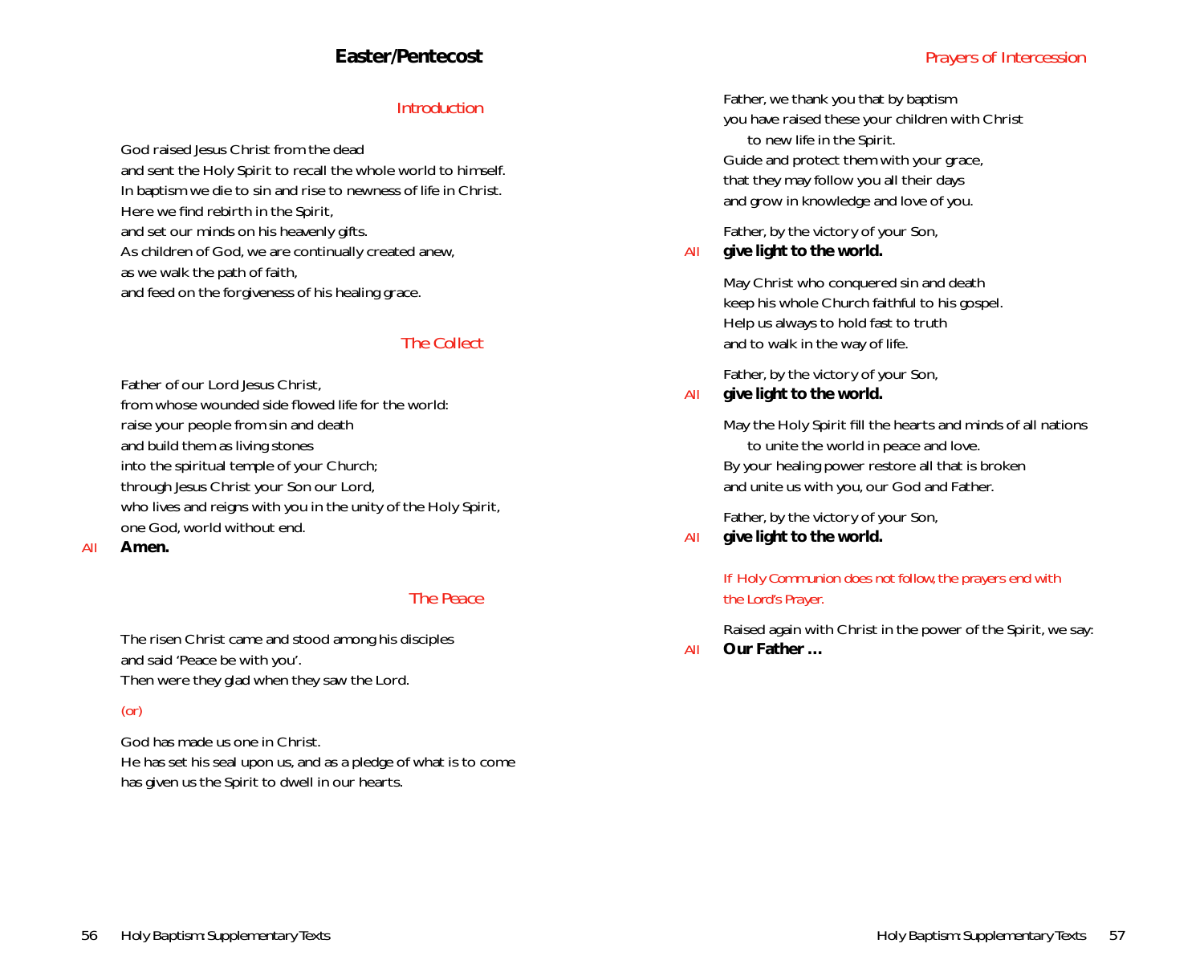# Easter/Pentecost

## Introduction

God raised Jesus Christ from the dead
and sent the Holy Spirit to recall the whole world to himself.
In baptism we die to sin and rise to newness of life in Christ.
Here we find rebirth in the Spirit,
and set our minds on his heavenly gifts.
As children of God, we are continually created anew,
as we walk the path of faith,
and feed on the forgiveness of his healing grace.

## The Collect

Father of our Lord Jesus Christ,
from whose wounded side flowed life for the world:
raise your people from sin and death
and build them as living stones
into the spiritual temple of your Church;
through Jesus Christ your Son our Lord,
who lives and reigns with you in the unity of the Holy Spirit,
one God, world without end.

*All* **Amen.**

## The Peace

The risen Christ came and stood among his disciples
and said 'Peace be with you'.
Then were they glad when they saw the Lord.

*(or)*

God has made us one in Christ.
He has set his seal upon us, and as a pledge of what is to come
has given us the Spirit to dwell in our hearts.

## Prayers of Intercession

Father, we thank you that by baptism
you have raised these your children with Christ
to new life in the Spirit.
Guide and protect them with your grace,
that they may follow you all their days
and grow in knowledge and love of you.

Father, by the victory of your Son,

*All* **give light to the world.**

May Christ who conquered sin and death
keep his whole Church faithful to his gospel.
Help us always to hold fast to truth
and to walk in the way of life.

Father, by the victory of your Son,

*All* **give light to the world.**

May the Holy Spirit fill the hearts and minds of all nations
to unite the world in peace and love.
By your healing power restore all that is broken
and unite us with you, our God and Father.

Father, by the victory of your Son,

*All* **give light to the world.**

*If Holy Communion does not follow, the prayers end with the Lord's Prayer.*

Raised again with Christ in the power of the Spirit, we say:

*All* **Our Father …**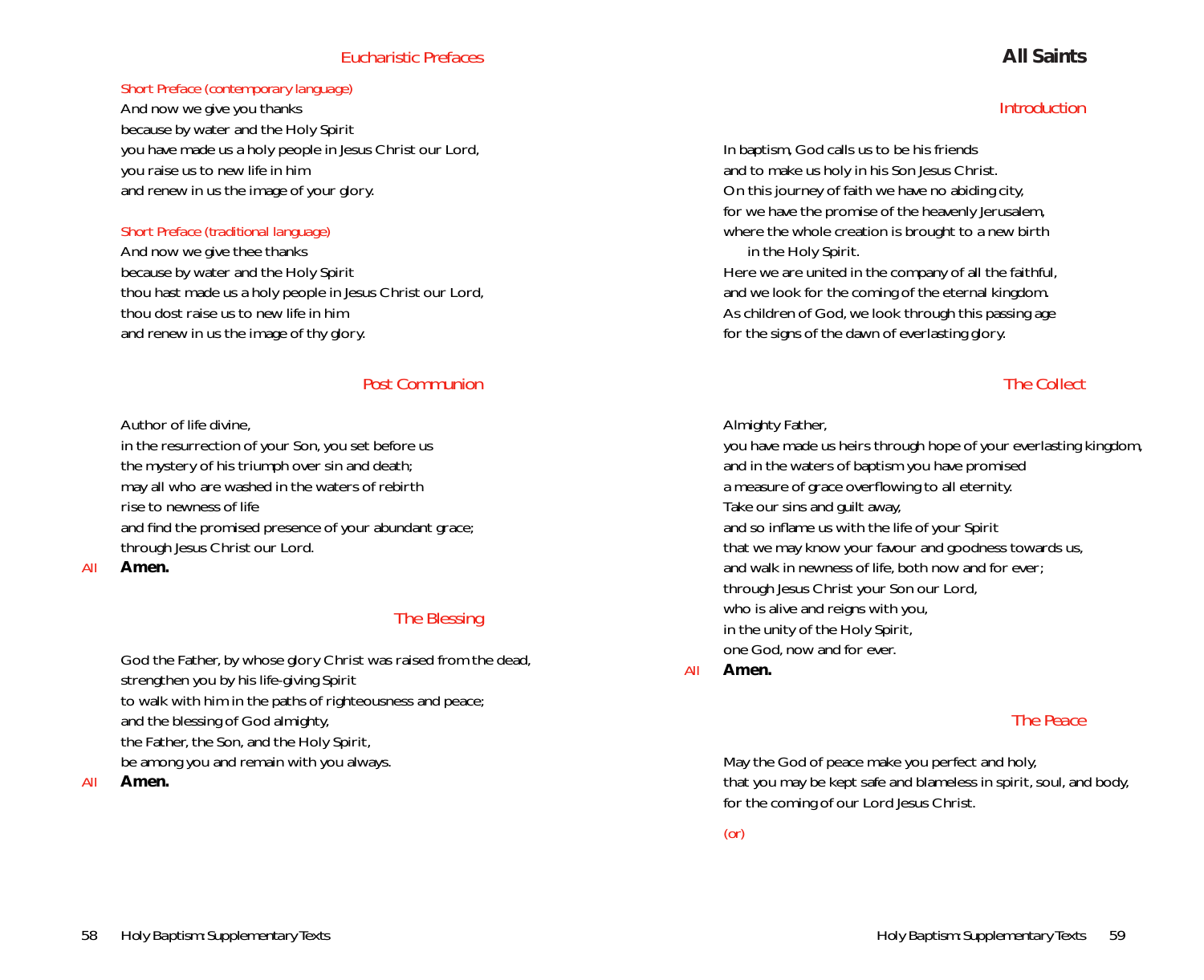## Eucharistic Prefaces

*Short Preface (contemporary language)*

And now we give you thanks
because by water and the Holy Spirit
you have made us a holy people in Jesus Christ our Lord,
you raise us to new life in him
and renew in us the image of your glory.

*Short Preface (traditional language)*

And now we give thee thanks
because by water and the Holy Spirit
thou hast made us a holy people in Jesus Christ our Lord,
thou dost raise us to new life in him
and renew in us the image of thy glory.

## Post Communion

Author of life divine,
in the resurrection of your Son, you set before us
the mystery of his triumph over sin and death;
may all who are washed in the waters of rebirth
rise to newness of life
and find the promised presence of your abundant grace;
through Jesus Christ our Lord.

*All* **Amen.**

## The Blessing

God the Father, by whose glory Christ was raised from the dead,
strengthen you by his life-giving Spirit
to walk with him in the paths of righteousness and peace;
and the blessing of God almighty,
the Father, the Son, and the Holy Spirit,
be among you and remain with you always.

*All* **Amen.**

# All Saints

## Introduction

In baptism, God calls us to be his friends
and to make us holy in his Son Jesus Christ.
On this journey of faith we have no abiding city,
for we have the promise of the heavenly Jerusalem,
where the whole creation is brought to a new birth
  in the Holy Spirit.
Here we are united in the company of all the faithful,
and we look for the coming of the eternal kingdom.
As children of God, we look through this passing age
for the signs of the dawn of everlasting glory.

## The Collect

Almighty Father,
you have made us heirs through hope of your everlasting kingdom,
and in the waters of baptism you have promised
a measure of grace overflowing to all eternity.
Take our sins and guilt away,
and so inflame us with the life of your Spirit
that we may know your favour and goodness towards us,
and walk in newness of life, both now and for ever;
through Jesus Christ your Son our Lord,
who is alive and reigns with you,
in the unity of the Holy Spirit,
one God, now and for ever.

*All* **Amen.**

## The Peace

May the God of peace make you perfect and holy,
that you may be kept safe and blameless in spirit, soul, and body,
for the coming of our Lord Jesus Christ.

*(or)*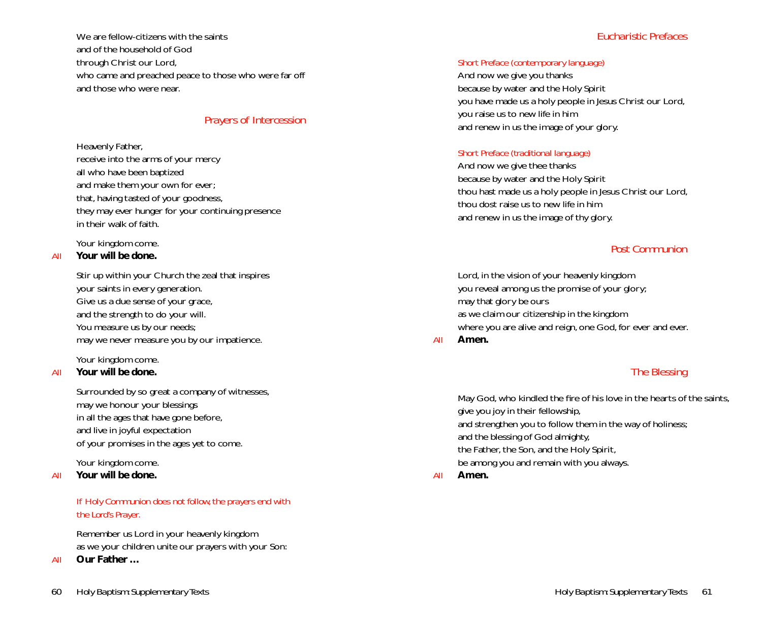We are fellow-citizens with the saints
and of the household of God
through Christ our Lord,
who came and preached peace to those who were far off
and those who were near.

## Prayers of Intercession

Heavenly Father,
receive into the arms of your mercy
all who have been baptized
and make them your own for ever;
that, having tasted of your goodness,
they may ever hunger for your continuing presence
in their walk of faith.

Your kingdom come.
*All* **Your will be done.**

Stir up within your Church the zeal that inspires
your saints in every generation.
Give us a due sense of your grace,
and the strength to do your will.
You measure us by our needs;
may we never measure you by our impatience.

Your kingdom come.
*All* **Your will be done.**

Surrounded by so great a company of witnesses,
may we honour your blessings
in all the ages that have gone before,
and live in joyful expectation
of your promises in the ages yet to come.

Your kingdom come.
*All* **Your will be done.**

*If Holy Communion does not follow, the prayers end with the Lord's Prayer.*

Remember us Lord in your heavenly kingdom
as we your children unite our prayers with your Son:
*All* **Our Father …**

## Eucharistic Prefaces

*Short Preface (contemporary language)*

And now we give you thanks
because by water and the Holy Spirit
you have made us a holy people in Jesus Christ our Lord,
you raise us to new life in him
and renew in us the image of your glory.

*Short Preface (traditional language)*

And now we give thee thanks
because by water and the Holy Spirit
thou hast made us a holy people in Jesus Christ our Lord,
thou dost raise us to new life in him
and renew in us the image of thy glory.

## Post Communion

Lord, in the vision of your heavenly kingdom
you reveal among us the promise of your glory;
may that glory be ours
as we claim our citizenship in the kingdom
where you are alive and reign, one God, for ever and ever.
*All* **Amen.**

## The Blessing

May God, who kindled the fire of his love in the hearts of the saints,
give you joy in their fellowship,
and strengthen you to follow them in the way of holiness;
and the blessing of God almighty,
the Father, the Son, and the Holy Spirit,
be among you and remain with you always.
*All* **Amen.**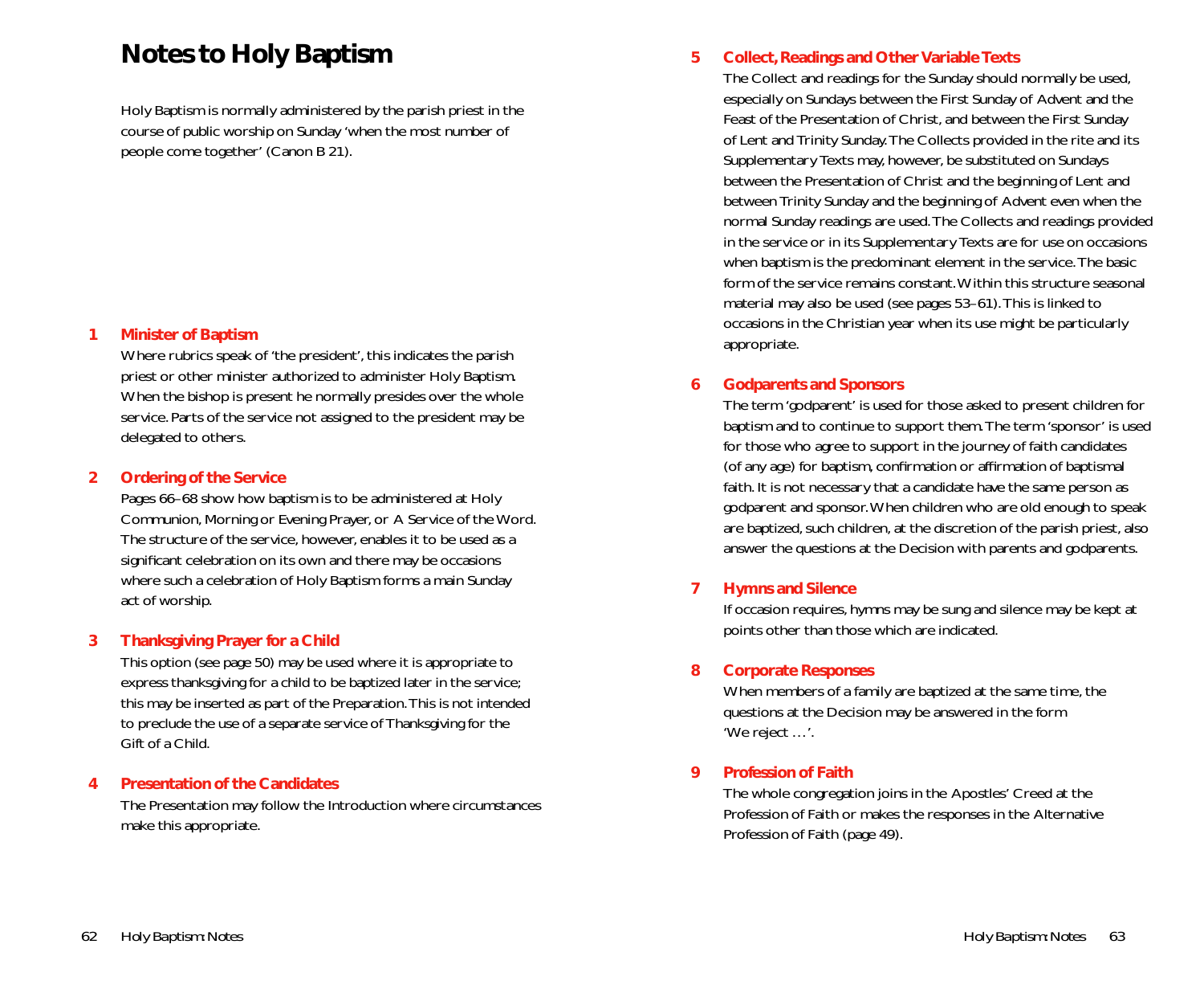# Notes to Holy Baptism

Holy Baptism is normally administered by the parish priest in the course of public worship on Sunday 'when the most number of people come together' (Canon B 21).

## 1 Minister of Baptism

Where rubrics speak of 'the president', this indicates the parish priest or other minister authorized to administer Holy Baptism. When the bishop is present he normally presides over the whole service. Parts of the service not assigned to the president may be delegated to others.

## 2 Ordering of the Service

Pages 66–68 show how baptism is to be administered at Holy Communion, Morning or Evening Prayer, or A Service of the Word. The structure of the service, however, enables it to be used as a significant celebration on its own and there may be occasions where such a celebration of Holy Baptism forms a main Sunday act of worship.

## 3 Thanksgiving Prayer for a Child

This option (see page 50) may be used where it is appropriate to express thanksgiving for a child to be baptized later in the service; this may be inserted as part of the Preparation. This is not intended to preclude the use of a separate service of Thanksgiving for the Gift of a Child.

## 4 Presentation of the Candidates

The Presentation may follow the Introduction where circumstances make this appropriate.

## 5 Collect, Readings and Other Variable Texts

The Collect and readings for the Sunday should normally be used, especially on Sundays between the First Sunday of Advent and the Feast of the Presentation of Christ, and between the First Sunday of Lent and Trinity Sunday. The Collects provided in the rite and its Supplementary Texts may, however, be substituted on Sundays between the Presentation of Christ and the beginning of Lent and between Trinity Sunday and the beginning of Advent even when the normal Sunday readings are used. The Collects and readings provided in the service or in its Supplementary Texts are for use on occasions when baptism is the predominant element in the service. The basic form of the service remains constant. Within this structure seasonal material may also be used (see pages 53–61). This is linked to occasions in the Christian year when its use might be particularly appropriate.

## 6 Godparents and Sponsors

The term 'godparent' is used for those asked to present children for baptism and to continue to support them. The term 'sponsor' is used for those who agree to support in the journey of faith candidates (of any age) for baptism, confirmation or affirmation of baptismal faith. It is not necessary that a candidate have the same person as godparent and sponsor. When children who are old enough to speak are baptized, such children, at the discretion of the parish priest, also answer the questions at the Decision with parents and godparents.

## 7 Hymns and Silence

If occasion requires, hymns may be sung and silence may be kept at points other than those which are indicated.

## 8 Corporate Responses

When members of a family are baptized at the same time, the questions at the Decision may be answered in the form 'We reject …'.

## 9 Profession of Faith

The whole congregation joins in the Apostles' Creed at the Profession of Faith or makes the responses in the Alternative Profession of Faith (page 49).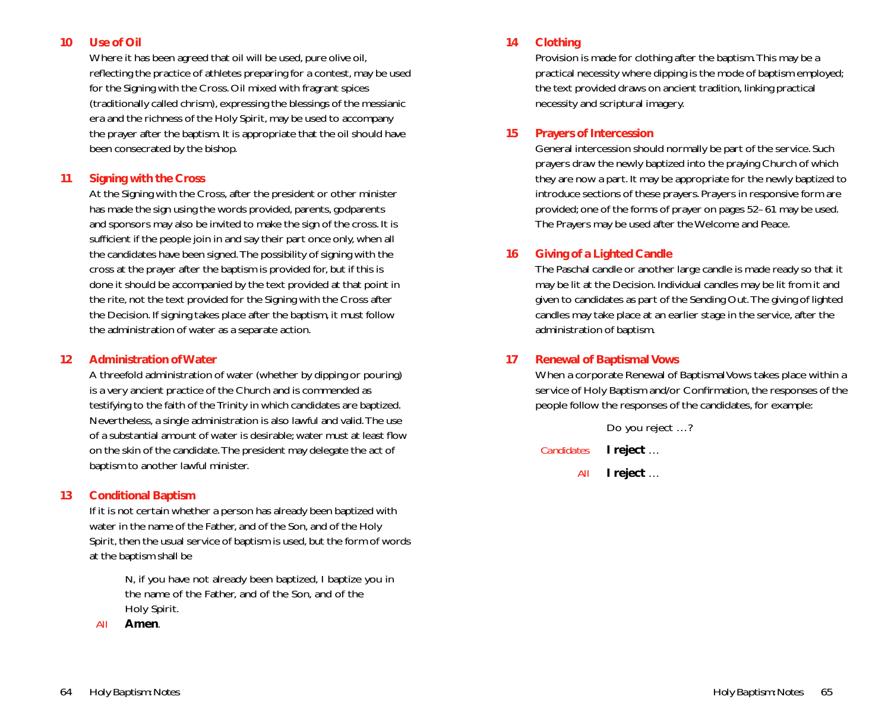## 10 Use of Oil

Where it has been agreed that oil will be used, pure olive oil, reflecting the practice of athletes preparing for a contest, may be used for the Signing with the Cross. Oil mixed with fragrant spices (traditionally called chrism), expressing the blessings of the messianic era and the richness of the Holy Spirit, may be used to accompany the prayer after the baptism. It is appropriate that the oil should have been consecrated by the bishop.

## 11 Signing with the Cross

At the Signing with the Cross, after the president or other minister has made the sign using the words provided, parents, godparents and sponsors may also be invited to make the sign of the cross. It is sufficient if the people join in and say their part once only, when all the candidates have been signed. The possibility of signing with the cross at the prayer after the baptism is provided for, but if this is done it should be accompanied by the text provided at that point in the rite, not the text provided for the Signing with the Cross after the Decision. If signing takes place after the baptism, it must follow the administration of water as a separate action.

## 12 Administration of Water

A threefold administration of water (whether by dipping or pouring) is a very ancient practice of the Church and is commended as testifying to the faith of the Trinity in which candidates are baptized. Nevertheless, a single administration is also lawful and valid. The use of a substantial amount of water is desirable; water must at least flow on the skin of the candidate. The president may delegate the act of baptism to another lawful minister.

## 13 Conditional Baptism

If it is not certain whether a person has already been baptized with water in the name of the Father, and of the Son, and of the Holy Spirit, then the usual service of baptism is used, but the form of words at the baptism shall be

> N, if you have not already been baptized, I baptize you in the name of the Father, and of the Son, and of the Holy Spirit.

*All* **Amen**.

## 14 Clothing

Provision is made for clothing after the baptism. This may be a practical necessity where dipping is the mode of baptism employed; the text provided draws on ancient tradition, linking practical necessity and scriptural imagery.

## 15 Prayers of Intercession

General intercession should normally be part of the service. Such prayers draw the newly baptized into the praying Church of which they are now a part. It may be appropriate for the newly baptized to introduce sections of these prayers. Prayers in responsive form are provided; one of the forms of prayer on pages 52–61 may be used. The Prayers may be used after the Welcome and Peace.

## 16 Giving of a Lighted Candle

The Paschal candle or another large candle is made ready so that it may be lit at the Decision. Individual candles may be lit from it and given to candidates as part of the Sending Out. The giving of lighted candles may take place at an earlier stage in the service, after the administration of baptism.

## 17 Renewal of Baptismal Vows

When a corporate Renewal of Baptismal Vows takes place within a service of Holy Baptism and/or Confirmation, the responses of the people follow the responses of the candidates, for example:

Do you reject …?

*Candidates* **I reject** …

*All* **I reject** …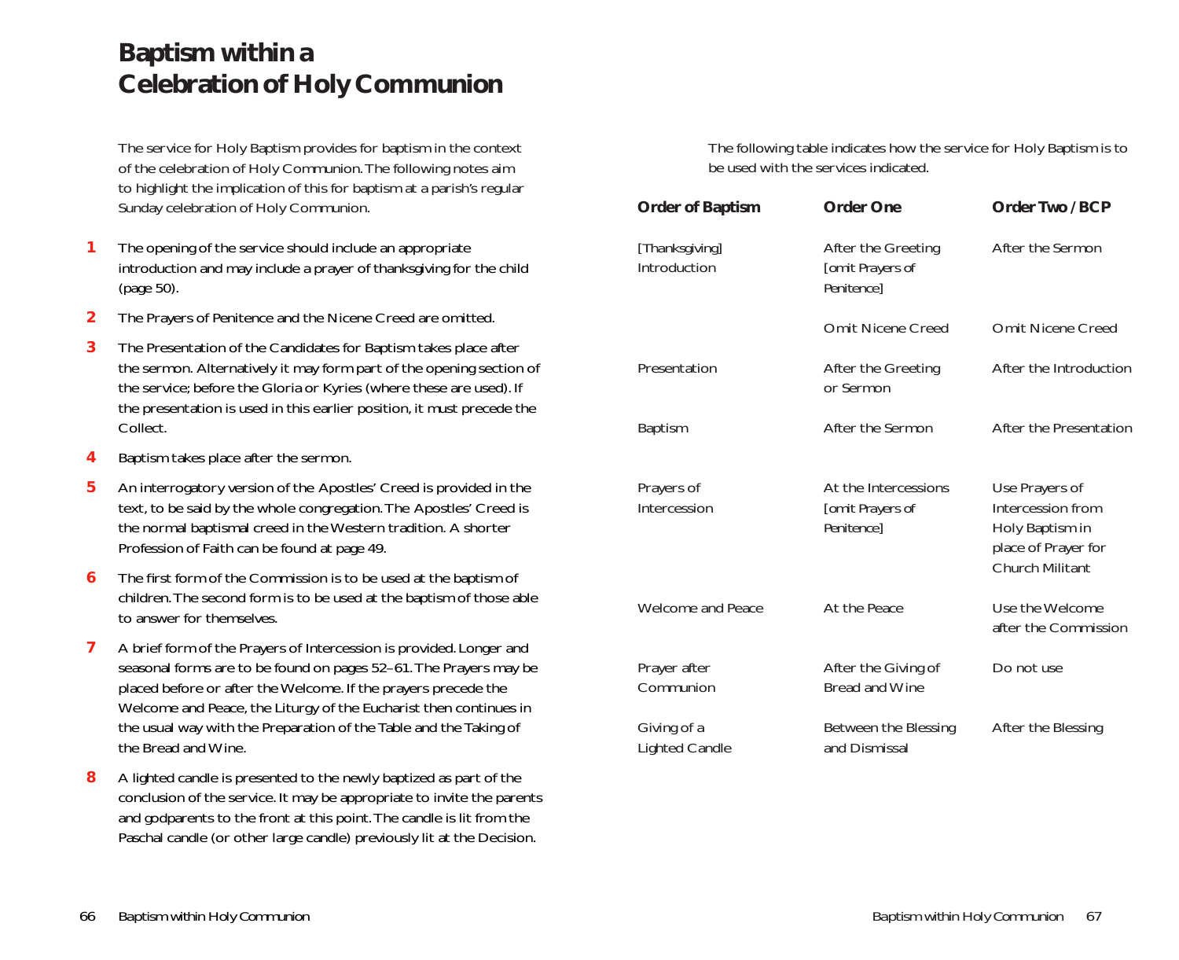# Baptism within a Celebration of Holy Communion

The service for Holy Baptism provides for baptism in the context of the celebration of Holy Communion. The following notes aim to highlight the implication of this for baptism at a parish's regular Sunday celebration of Holy Communion.

1. The opening of the service should include an appropriate introduction and may include a prayer of thanksgiving for the child (page 50).
2. The Prayers of Penitence and the Nicene Creed are omitted.
3. The Presentation of the Candidates for Baptism takes place after the sermon. Alternatively it may form part of the opening section of the service; before the Gloria or Kyries (where these are used). If the presentation is used in this earlier position, it must precede the Collect.
4. Baptism takes place after the sermon.
5. An interrogatory version of the Apostles' Creed is provided in the text, to be said by the whole congregation. The Apostles' Creed is the normal baptismal creed in the Western tradition. A shorter Profession of Faith can be found at page 49.
6. The first form of the Commission is to be used at the baptism of children. The second form is to be used at the baptism of those able to answer for themselves.
7. A brief form of the Prayers of Intercession is provided. Longer and seasonal forms are to be found on pages 52–61. The Prayers may be placed before or after the Welcome. If the prayers precede the Welcome and Peace, the Liturgy of the Eucharist then continues in the usual way with the Preparation of the Table and the Taking of the Bread and Wine.
8. A lighted candle is presented to the newly baptized as part of the conclusion of the service. It may be appropriate to invite the parents and godparents to the front at this point. The candle is lit from the Paschal candle (or other large candle) previously lit at the Decision.

The following table indicates how the service for Holy Baptism is to be used with the services indicated.

| Order of Baptism | Order One | Order Two / BCP |
| --- | --- | --- |
| [Thanksgiving] Introduction | After the Greeting [omit Prayers of Penitence] | After the Sermon |
| | Omit Nicene Creed | Omit Nicene Creed |
| Presentation | After the Greeting or Sermon | After the Introduction |
| Baptism | After the Sermon | After the Presentation |
| Prayers of Intercession | At the Intercessions [omit Prayers of Penitence] | Use Prayers of Intercession from Holy Baptism in place of Prayer for Church Militant |
| Welcome and Peace | At the Peace | Use the Welcome after the Commission |
| Prayer after Communion | After the Giving of Bread and Wine | Do not use |
| Giving of a Lighted Candle | Between the Blessing and Dismissal | After the Blessing |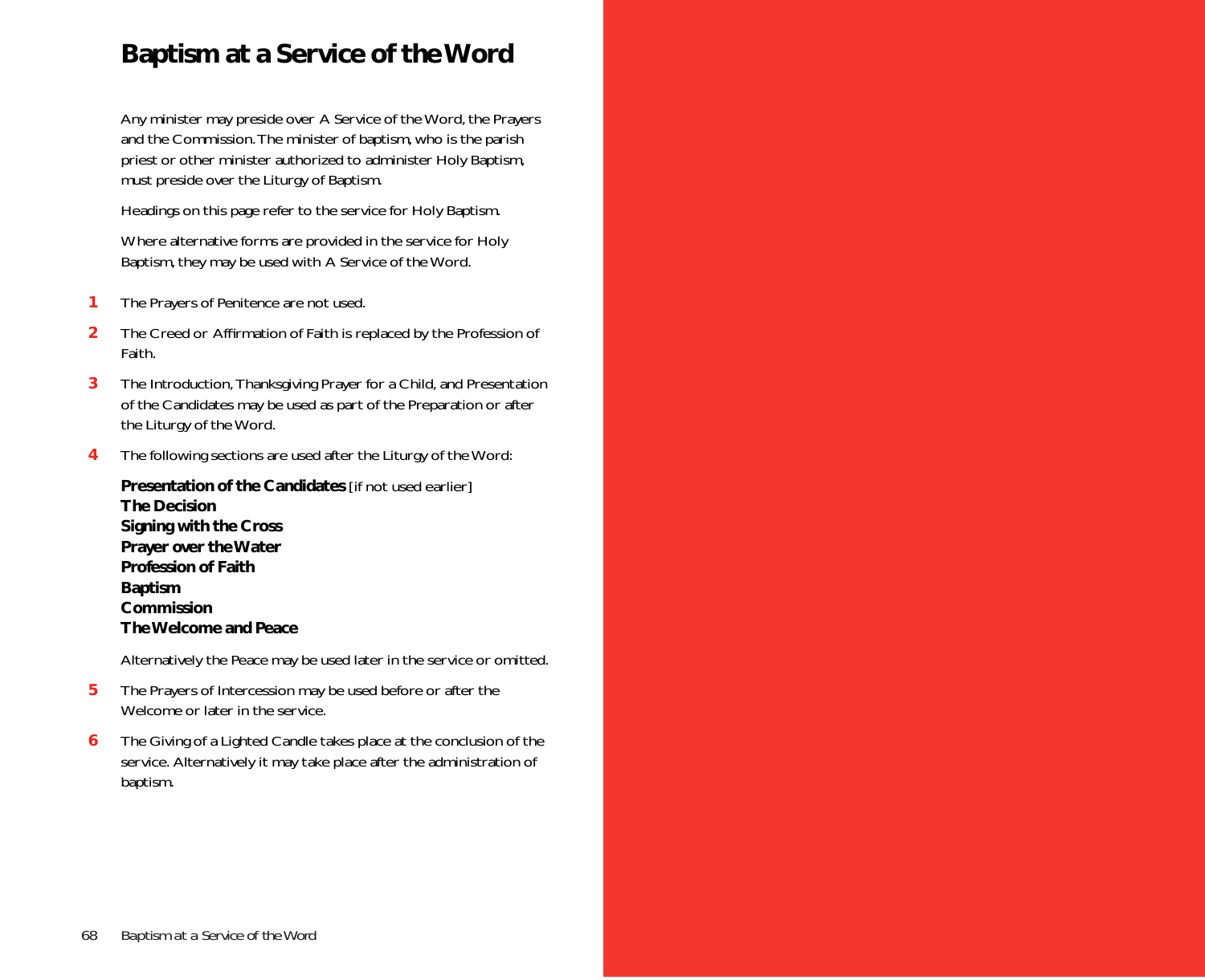# Baptism at a Service of the Word

Any minister may preside over A Service of the Word, the Prayers and the Commission. The minister of baptism, who is the parish priest or other minister authorized to administer Holy Baptism, must preside over the Liturgy of Baptism.

Headings on this page refer to the service for Holy Baptism.

Where alternative forms are provided in the service for Holy Baptism, they may be used with A Service of the Word.

**1** The Prayers of Penitence are not used.

**2** The Creed or Affirmation of Faith is replaced by the Profession of Faith.

**3** The Introduction, Thanksgiving Prayer for a Child, and Presentation of the Candidates may be used as part of the Preparation or after the Liturgy of the Word.

**4** The following sections are used after the Liturgy of the Word:

**Presentation of the Candidates** [if not used earlier]
**The Decision**
**Signing with the Cross**
**Prayer over the Water**
**Profession of Faith**
**Baptism**
**Commission**
**The Welcome and Peace**

Alternatively the Peace may be used later in the service or omitted.

**5** The Prayers of Intercession may be used before or after the Welcome or later in the service.

**6** The Giving of a Lighted Candle takes place at the conclusion of the service. Alternatively it may take place after the administration of baptism.